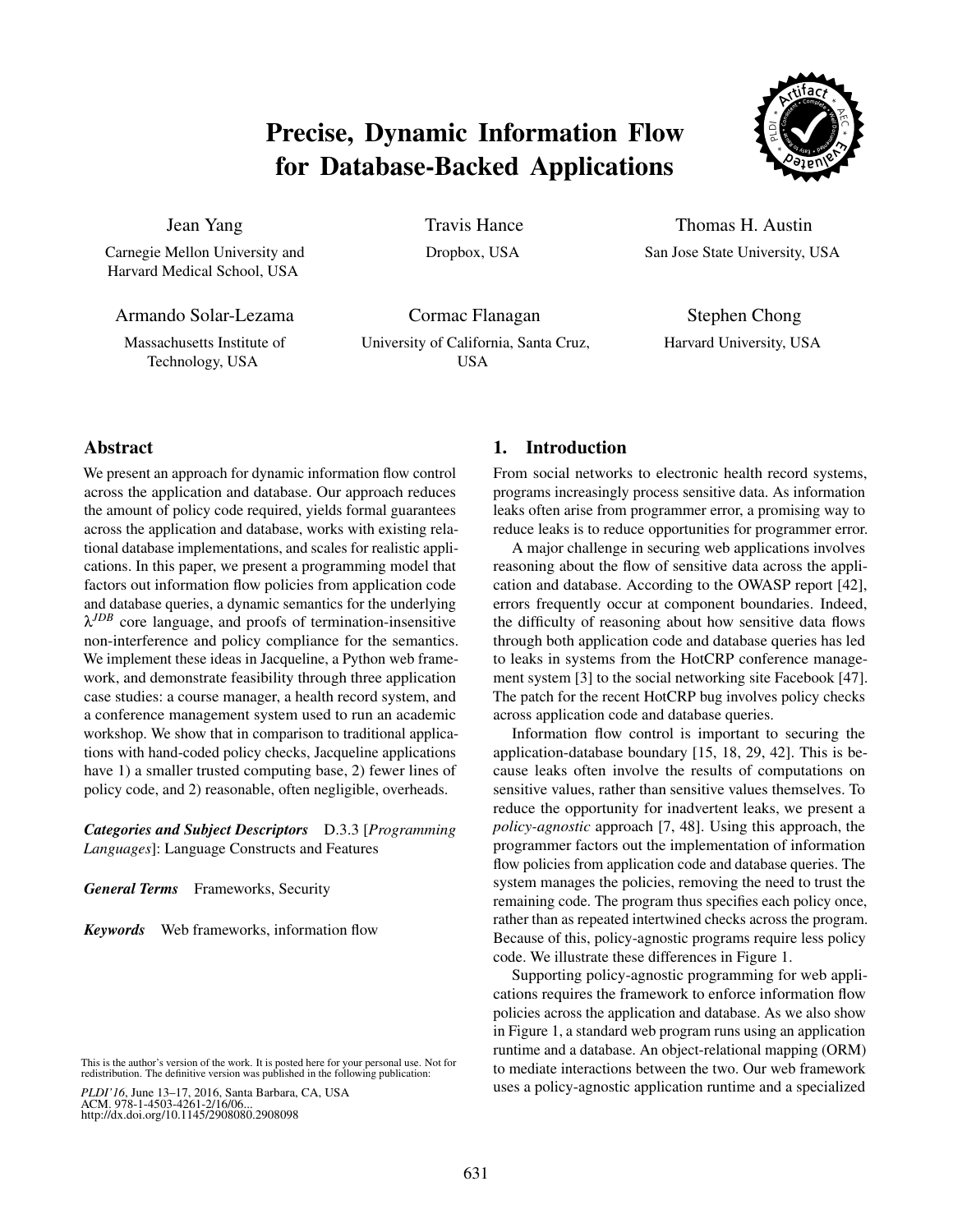# Precise, Dynamic Information Flow for Database-Backed Applications

Jean Yang
Carnegie Mellon University and Harvard Medical School, USA

Travis Hance
Dropbox, USA

Thomas H. Austin
San Jose State University, USA

Armando Solar-Lezama
Massachusetts Institute of Technology, USA

Cormac Flanagan
University of California, Santa Cruz, USA

Stephen Chong
Harvard University, USA

## Abstract

We present an approach for dynamic information flow control across the application and database. Our approach reduces the amount of policy code required, yields formal guarantees across the application and database, works with existing relational database implementations, and scales for realistic applications. In this paper, we present a programming model that factors out information flow policies from application code and database queries, a dynamic semantics for the underlying $\lambda^{JDB}$ core language, and proofs of termination-insensitive non-interference and policy compliance for the semantics. We implement these ideas in Jacqueline, a Python web framework, and demonstrate feasibility through three application case studies: a course manager, a health record system, and a conference management system used to run an academic workshop. We show that in comparison to traditional applications with hand-coded policy checks, Jacqueline applications have 1) a smaller trusted computing base, 2) fewer lines of policy code, and 2) reasonable, often negligible, overheads.

***Categories and Subject Descriptors*** D.3.3 [*Programming Languages*]: Language Constructs and Features

***General Terms*** Frameworks, Security

***Keywords*** Web frameworks, information flow

This is the author's version of the work. It is posted here for your personal use. Not for redistribution. The definitive version was published in the following publication:

*PLDI'16*, June 13–17, 2016, Santa Barbara, CA, USA
ACM. 978-1-4503-4261-2/16/06...
http://dx.doi.org/10.1145/2908080.2908098

## 1. Introduction

From social networks to electronic health record systems, programs increasingly process sensitive data. As information leaks often arise from programmer error, a promising way to reduce leaks is to reduce opportunities for programmer error.

A major challenge in securing web applications involves reasoning about the flow of sensitive data across the application and database. According to the OWASP report [42], errors frequently occur at component boundaries. Indeed, the difficulty of reasoning about how sensitive data flows through both application code and database queries has led to leaks in systems from the HotCRP conference management system [3] to the social networking site Facebook [47]. The patch for the recent HotCRP bug involves policy checks across application code and database queries.

Information flow control is important to securing the application-database boundary [15, 18, 29, 42]. This is because leaks often involve the results of computations on sensitive values, rather than sensitive values themselves. To reduce the opportunity for inadvertent leaks, we present a *policy-agnostic* approach [7, 48]. Using this approach, the programmer factors out the implementation of information flow policies from application code and database queries. The system manages the policies, removing the need to trust the remaining code. The program thus specifies each policy once, rather than as repeated intertwined checks across the program. Because of this, policy-agnostic programs require less policy code. We illustrate these differences in Figure 1.

Supporting policy-agnostic programming for web applications requires the framework to enforce information flow policies across the application and database. As we also show in Figure 1, a standard web program runs using an application runtime and a database. An object-relational mapping (ORM) to mediate interactions between the two. Our web framework uses a policy-agnostic application runtime and a specialized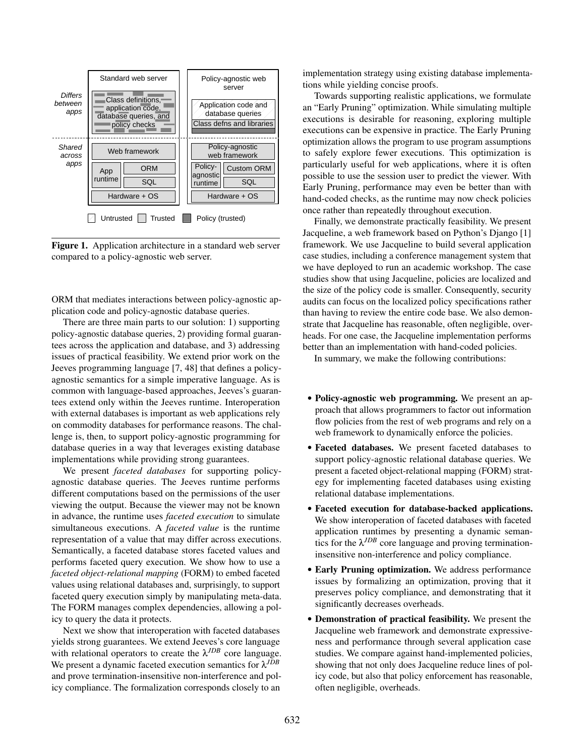**Figure 1.** Application architecture in a standard web server compared to a policy-agnostic web server.

ORM that mediates interactions between policy-agnostic application code and policy-agnostic database queries.

There are three main parts to our solution: 1) supporting policy-agnostic database queries, 2) providing formal guarantees across the application and database, and 3) addressing issues of practical feasibility. We extend prior work on the Jeeves programming language [7, 48] that defines a policy-agnostic semantics for a simple imperative language. As is common with language-based approaches, Jeeves's guarantees extend only within the Jeeves runtime. Interoperation with external databases is important as web applications rely on commodity databases for performance reasons. The challenge is, then, to support policy-agnostic programming for database queries in a way that leverages existing database implementations while providing strong guarantees.

We present *faceted databases* for supporting policy-agnostic database queries. The Jeeves runtime performs different computations based on the permissions of the user viewing the output. Because the viewer may not be known in advance, the runtime uses *faceted execution* to simulate simultaneous executions. A *faceted value* is the runtime representation of a value that may differ across executions. Semantically, a faceted database stores faceted values and performs faceted query execution. We show how to use a *faceted object-relational mapping* (FORM) to embed faceted values using relational databases and, surprisingly, to support faceted query execution simply by manipulating meta-data. The FORM manages complex dependencies, allowing a policy to query the data it protects.

Next we show that interoperation with faceted databases yields strong guarantees. We extend Jeeves's core language with relational operators to create the $\lambda^{JDB}$ core language. We present a dynamic faceted execution semantics for $\lambda^{JDB}$ and prove termination-insensitive non-interference and policy compliance. The formalization corresponds closely to an implementation strategy using existing database implementations while yielding concise proofs.

Towards supporting realistic applications, we formulate an "Early Pruning" optimization. While simulating multiple executions is desirable for reasoning, exploring multiple executions can be expensive in practice. The Early Pruning optimization allows the program to use program assumptions to safely explore fewer executions. This optimization is particularly useful for web applications, where it is often possible to use the session user to predict the viewer. With Early Pruning, performance may even be better than with hand-coded checks, as the runtime may now check policies once rather than repeatedly throughout execution.

Finally, we demonstrate practically feasibility. We present Jacqueline, a web framework based on Python's Django [1] framework. We use Jacqueline to build several application case studies, including a conference management system that we have deployed to run an academic workshop. The case studies show that using Jacqueline, policies are localized and the size of the policy code is smaller. Consequently, security audits can focus on the localized policy specifications rather than having to review the entire code base. We also demonstrate that Jacqueline has reasonable, often negligible, overheads. For one case, the Jacqueline implementation performs better than an implementation with hand-coded policies.

In summary, we make the following contributions:

- **Policy-agnostic web programming.** We present an approach that allows programmers to factor out information flow policies from the rest of web programs and rely on a web framework to dynamically enforce the policies.
- **Faceted databases.** We present faceted databases to support policy-agnostic relational database queries. We present a faceted object-relational mapping (FORM) strategy for implementing faceted databases using existing relational database implementations.
- **Faceted execution for database-backed applications.** We show interoperation of faceted databases with faceted application runtimes by presenting a dynamic semantics for the $\lambda^{JDB}$ core language and proving termination-insensitive non-interference and policy compliance.
- **Early Pruning optimization.** We address performance issues by formalizing an optimization, proving that it preserves policy compliance, and demonstrating that it significantly decreases overheads.
- **Demonstration of practical feasibility.** We present the Jacqueline web framework and demonstrate expressiveness and performance through several application case studies. We compare against hand-implemented policies, showing that not only does Jacqueline reduce lines of policy code, but also that policy enforcement has reasonable, often negligible, overheads.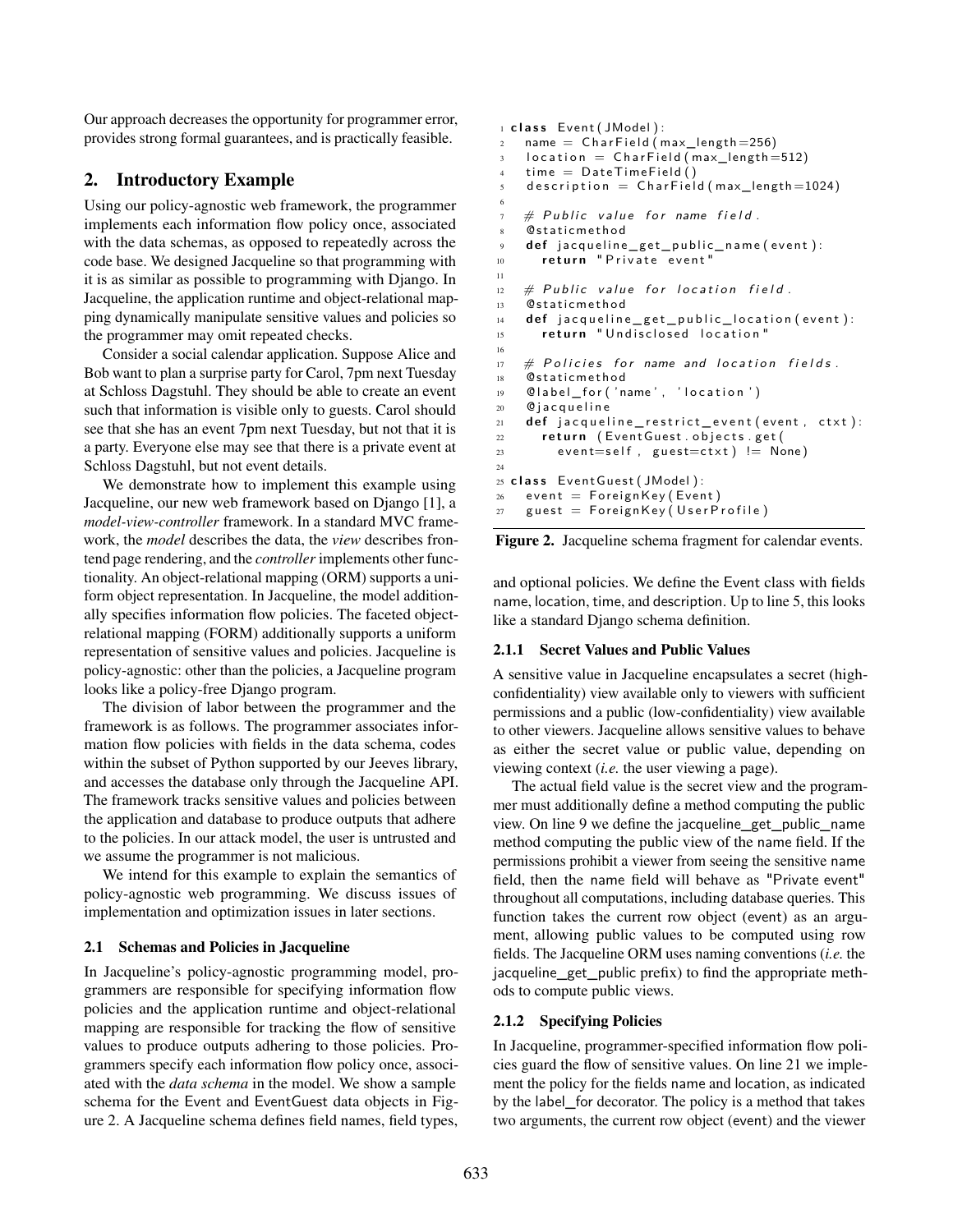Our approach decreases the opportunity for programmer error, provides strong formal guarantees, and is practically feasible.

## 2. Introductory Example

Using our policy-agnostic web framework, the programmer implements each information flow policy once, associated with the data schemas, as opposed to repeatedly across the code base. We designed Jacqueline so that programming with it is as similar as possible to programming with Django. In Jacqueline, the application runtime and object-relational mapping dynamically manipulate sensitive values and policies so the programmer may omit repeated checks.

Consider a social calendar application. Suppose Alice and Bob want to plan a surprise party for Carol, 7pm next Tuesday at Schloss Dagstuhl. They should be able to create an event such that information is visible only to guests. Carol should see that she has an event 7pm next Tuesday, but not that it is a party. Everyone else may see that there is a private event at Schloss Dagstuhl, but not event details.

We demonstrate how to implement this example using Jacqueline, our new web framework based on Django [1], a *model-view-controller* framework. In a standard MVC framework, the *model* describes the data, the *view* describes frontend page rendering, and the *controller* implements other functionality. An object-relational mapping (ORM) supports a uniform object representation. In Jacqueline, the model additionally specifies information flow policies. The faceted object-relational mapping (FORM) additionally supports a uniform representation of sensitive values and policies. Jacqueline is policy-agnostic: other than the policies, a Jacqueline program looks like a policy-free Django program.

The division of labor between the programmer and the framework is as follows. The programmer associates information flow policies with fields in the data schema, codes within the subset of Python supported by our Jeeves library, and accesses the database only through the Jacqueline API. The framework tracks sensitive values and policies between the application and database to produce outputs that adhere to the policies. In our attack model, the user is untrusted and we assume the programmer is not malicious.

We intend for this example to explain the semantics of policy-agnostic web programming. We discuss issues of implementation and optimization issues in later sections.

### 2.1 Schemas and Policies in Jacqueline

In Jacqueline's policy-agnostic programming model, programmers are responsible for specifying information flow policies and the application runtime and object-relational mapping are responsible for tracking the flow of sensitive values to produce outputs adhering to those policies. Programmers specify each information flow policy once, associated with the *data schema* in the model. We show a sample schema for the Event and EventGuest data objects in Figure 2. A Jacqueline schema defines field names, field types, and optional policies. We define the Event class with fields name, location, time, and description. Up to line 5, this looks like a standard Django schema definition.

```
1  class Event(JModel):
2    name = CharField(max_length=256)
3    location = CharField(max_length=512)
4    time = DateTimeField()
5    description = CharField(max_length=1024)
6
7    # Public value for name field.
8    @staticmethod
9    def jacqueline_get_public_name(event):
10     return "Private event"
11
12   # Public value for location field.
13   @staticmethod
14   def jacqueline_get_public_location(event):
15     return "Undisclosed location"
16
17   # Policies for name and location fields.
18   @staticmethod
19   @label_for('name', 'location')
20   @jacqueline
21   def jacqueline_restrict_event(event, ctxt):
22     return (EventGuest.objects.get(
23       event=self, guest=ctxt) != None)
24
25 class EventGuest(JModel):
26   event = ForeignKey(Event)
27   guest = ForeignKey(UserProfile)
```

**Figure 2.** Jacqueline schema fragment for calendar events.

#### 2.1.1 Secret Values and Public Values

A sensitive value in Jacqueline encapsulates a secret (high-confidentiality) view available only to viewers with sufficient permissions and a public (low-confidentiality) view available to other viewers. Jacqueline allows sensitive values to behave as either the secret value or public value, depending on viewing context (*i.e.* the user viewing a page).

The actual field value is the secret view and the programmer must additionally define a method computing the public view. On line 9 we define the jacqueline_get_public_name method computing the public view of the name field. If the permissions prohibit a viewer from seeing the sensitive name field, then the name field will behave as "Private event" throughout all computations, including database queries. This function takes the current row object (event) as an argument, allowing public values to be computed using row fields. The Jacqueline ORM uses naming conventions (*i.e.* the jacqueline_get_public prefix) to find the appropriate methods to compute public views.

#### 2.1.2 Specifying Policies

In Jacqueline, programmer-specified information flow policies guard the flow of sensitive values. On line 21 we implement the policy for the fields name and location, as indicated by the label_for decorator. The policy is a method that takes two arguments, the current row object (event) and the viewer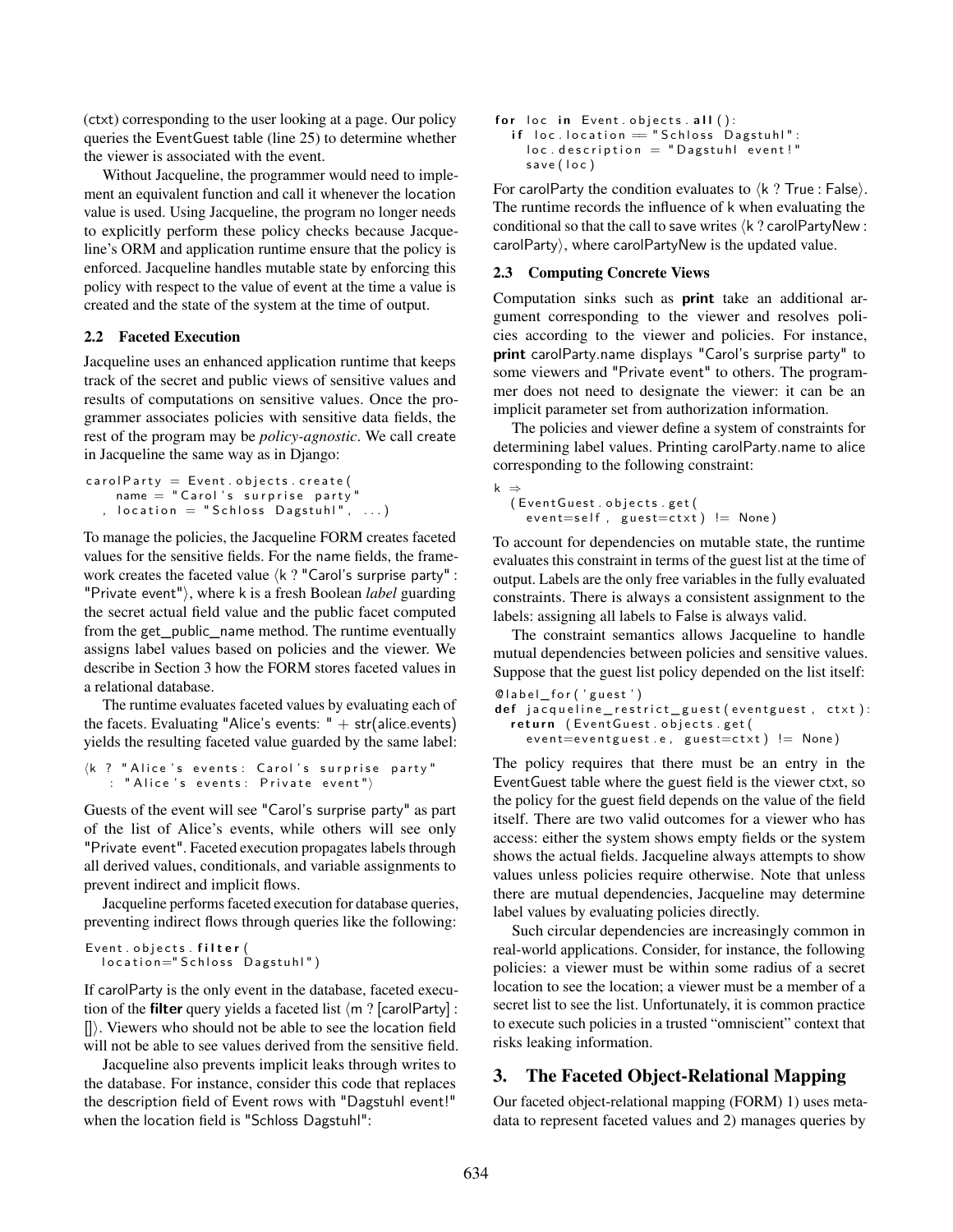(ctxt) corresponding to the user looking at a page. Our policy queries the EventGuest table (line 25) to determine whether the viewer is associated with the event.

Without Jacqueline, the programmer would need to implement an equivalent function and call it whenever the location value is used. Using Jacqueline, the program no longer needs to explicitly perform these policy checks because Jacqueline's ORM and application runtime ensure that the policy is enforced. Jacqueline handles mutable state by enforcing this policy with respect to the value of event at the time a value is created and the state of the system at the time of output.

### 2.2 Faceted Execution

Jacqueline uses an enhanced application runtime that keeps track of the secret and public views of sensitive values and results of computations on sensitive values. Once the programmer associates policies with sensitive data fields, the rest of the program may be *policy-agnostic*. We call create in Jacqueline the same way as in Django:

```
carolParty = Event.objects.create(
    name = "Carol's surprise party"
  , location = "Schloss Dagstuhl", ...)
```

To manage the policies, the Jacqueline FORM creates faceted values for the sensitive fields. For the name fields, the framework creates the faceted value ⟨k ? "Carol's surprise party" : "Private event"⟩, where k is a fresh Boolean *label* guarding the secret actual field value and the public facet computed from the get_public_name method. The runtime eventually assigns label values based on policies and the viewer. We describe in Section 3 how the FORM stores faceted values in a relational database.

The runtime evaluates faceted values by evaluating each of the facets. Evaluating "Alice's events: " + str(alice.events) yields the resulting faceted value guarded by the same label:

```
⟨k ? "Alice's events: Carol's surprise party"
   : "Alice's events: Private event"⟩
```

Guests of the event will see "Carol's surprise party" as part of the list of Alice's events, while others will see only "Private event". Faceted execution propagates labels through all derived values, conditionals, and variable assignments to prevent indirect and implicit flows.

Jacqueline performs faceted execution for database queries, preventing indirect flows through queries like the following:

```
Event.objects.filter(
  location="Schloss Dagstuhl")
```

If carolParty is the only event in the database, faceted execution of the **filter** query yields a faceted list ⟨m ? [carolParty] : []⟩. Viewers who should not be able to see the location field will not be able to see values derived from the sensitive field.

Jacqueline also prevents implicit leaks through writes to the database. For instance, consider this code that replaces the description field of Event rows with "Dagstuhl event!" when the location field is "Schloss Dagstuhl":

```
for loc in Event.objects.all():
  if loc.location == "Schloss Dagstuhl":
    loc.description = "Dagstuhl event!"
    save(loc)
```

For carolParty the condition evaluates to ⟨k ? True : False⟩. The runtime records the influence of k when evaluating the conditional so that the call to save writes ⟨k ? carolPartyNew : carolParty⟩, where carolPartyNew is the updated value.

### 2.3 Computing Concrete Views

Computation sinks such as **print** take an additional argument corresponding to the viewer and resolves policies according to the viewer and policies. For instance, **print** carolParty.name displays "Carol's surprise party" to some viewers and "Private event" to others. The programmer does not need to designate the viewer: it can be an implicit parameter set from authorization information.

The policies and viewer define a system of constraints for determining label values. Printing carolParty.name to alice corresponding to the following constraint:

```
k ⇒
  (EventGuest.objects.get(
    event=self, guest=ctxt) != None)
```

To account for dependencies on mutable state, the runtime evaluates this constraint in terms of the guest list at the time of output. Labels are the only free variables in the fully evaluated constraints. There is always a consistent assignment to the labels: assigning all labels to False is always valid.

The constraint semantics allows Jacqueline to handle mutual dependencies between policies and sensitive values. Suppose that the guest list policy depended on the list itself:

```
@label_for('guest')
def jacqueline_restrict_guest(eventguest, ctxt):
  return (EventGuest.objects.get(
    event=eventguest.e, guest=ctxt) != None)
```

The policy requires that there must be an entry in the EventGuest table where the guest field is the viewer ctxt, so the policy for the guest field depends on the value of the field itself. There are two valid outcomes for a viewer who has access: either the system shows empty fields or the system shows the actual fields. Jacqueline always attempts to show values unless policies require otherwise. Note that unless there are mutual dependencies, Jacqueline may determine label values by evaluating policies directly.

Such circular dependencies are increasingly common in real-world applications. Consider, for instance, the following policies: a viewer must be within some radius of a secret location to see the location; a viewer must be a member of a secret list to see the list. Unfortunately, it is common practice to execute such policies in a trusted "omniscient" context that risks leaking information.

## 3. The Faceted Object-Relational Mapping

Our faceted object-relational mapping (FORM) 1) uses metadata to represent faceted values and 2) manages queries by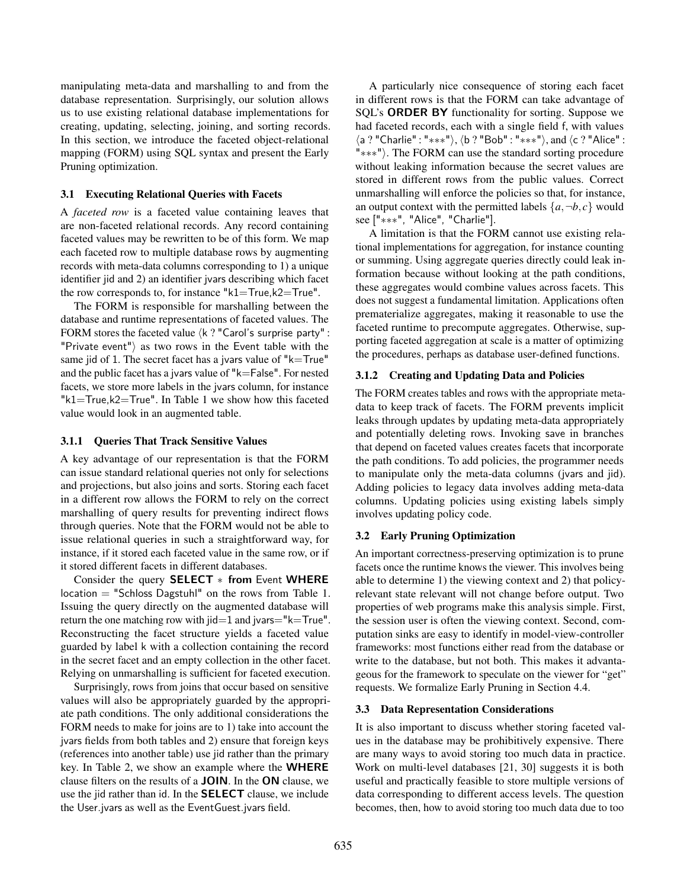manipulating meta-data and marshalling to and from the database representation. Surprisingly, our solution allows us to use existing relational database implementations for creating, updating, selecting, joining, and sorting records. In this section, we introduce the faceted object-relational mapping (FORM) using SQL syntax and present the Early Pruning optimization.

### 3.1 Executing Relational Queries with Facets

A *faceted row* is a faceted value containing leaves that are non-faceted relational records. Any record containing faceted values may be rewritten to be of this form. We map each faceted row to multiple database rows by augmenting records with meta-data columns corresponding to 1) a unique identifier jid and 2) an identifier jvars describing which facet the row corresponds to, for instance "k1=True,k2=True".

The FORM is responsible for marshalling between the database and runtime representations of faceted values. The FORM stores the faceted value $\langle$k ? "Carol's surprise party" : "Private event"$\rangle$ as two rows in the Event table with the same jid of 1. The secret facet has a jvars value of "k=True" and the public facet has a jvars value of "k=False". For nested facets, we store more labels in the jvars column, for instance "k1=True,k2=True". In Table 1 we show how this faceted value would look in an augmented table.

#### 3.1.1 Queries That Track Sensitive Values

A key advantage of our representation is that the FORM can issue standard relational queries not only for selections and projections, but also joins and sorts. Storing each facet in a different row allows the FORM to rely on the correct marshalling of query results for preventing indirect flows through queries. Note that the FORM would not be able to issue relational queries in such a straightforward way, for instance, if it stored each faceted value in the same row, or if it stored different facets in different databases.

Consider the query **SELECT** $*$ **from** Event **WHERE** location = "Schloss Dagstuhl" on the rows from Table 1. Issuing the query directly on the augmented database will return the one matching row with jid=1 and jvars="k=True". Reconstructing the facet structure yields a faceted value guarded by label k with a collection containing the record in the secret facet and an empty collection in the other facet. Relying on unmarshalling is sufficient for faceted execution.

Surprisingly, rows from joins that occur based on sensitive values will also be appropriately guarded by the appropriate path conditions. The only additional considerations the FORM needs to make for joins are to 1) take into account the jvars fields from both tables and 2) ensure that foreign keys (references into another table) use jid rather than the primary key. In Table 2, we show an example where the **WHERE** clause filters on the results of a **JOIN**. In the **ON** clause, we use the jid rather than id. In the **SELECT** clause, we include the User.jvars as well as the EventGuest.jvars field.

A particularly nice consequence of storing each facet in different rows is that the FORM can take advantage of SQL's **ORDER BY** functionality for sorting. Suppose we had faceted records, each with a single field f, with values $\langle$a ? "Charlie" : "$***$"$\rangle$, $\langle$b ? "Bob" : "$***$"$\rangle$, and $\langle$c ? "Alice" : "$***$"$\rangle$. The FORM can use the standard sorting procedure without leaking information because the secret values are stored in different rows from the public values. Correct unmarshalling will enforce the policies so that, for instance, an output context with the permitted labels $\{a, \neg b, c\}$ would see ["$***$", "Alice", "Charlie"].

A limitation is that the FORM cannot use existing relational implementations for aggregation, for instance counting or summing. Using aggregate queries directly could leak information because without looking at the path conditions, these aggregates would combine values across facets. This does not suggest a fundamental limitation. Applications often prematerialize aggregates, making it reasonable to use the faceted runtime to precompute aggregates. Otherwise, supporting faceted aggregation at scale is a matter of optimizing the procedures, perhaps as database user-defined functions.

#### 3.1.2 Creating and Updating Data and Policies

The FORM creates tables and rows with the appropriate meta-data to keep track of facets. The FORM prevents implicit leaks through updates by updating meta-data appropriately and potentially deleting rows. Invoking save in branches that depend on faceted values creates facets that incorporate the path conditions. To add policies, the programmer needs to manipulate only the meta-data columns (jvars and jid). Adding policies to legacy data involves adding meta-data columns. Updating policies using existing labels simply involves updating policy code.

### 3.2 Early Pruning Optimization

An important correctness-preserving optimization is to prune facets once the runtime knows the viewer. This involves being able to determine 1) the viewing context and 2) that policy-relevant state relevant will not change before output. Two properties of web programs make this analysis simple. First, the session user is often the viewing context. Second, computation sinks are easy to identify in model-view-controller frameworks: most functions either read from the database or write to the database, but not both. This makes it advantageous for the framework to speculate on the viewer for "get" requests. We formalize Early Pruning in Section 4.4.

### 3.3 Data Representation Considerations

It is also important to discuss whether storing faceted values in the database may be prohibitively expensive. There are many ways to avoid storing too much data in practice. Work on multi-level databases [21, 30] suggests it is both useful and practically feasible to store multiple versions of data corresponding to different access levels. The question becomes, then, how to avoid storing too much data due to too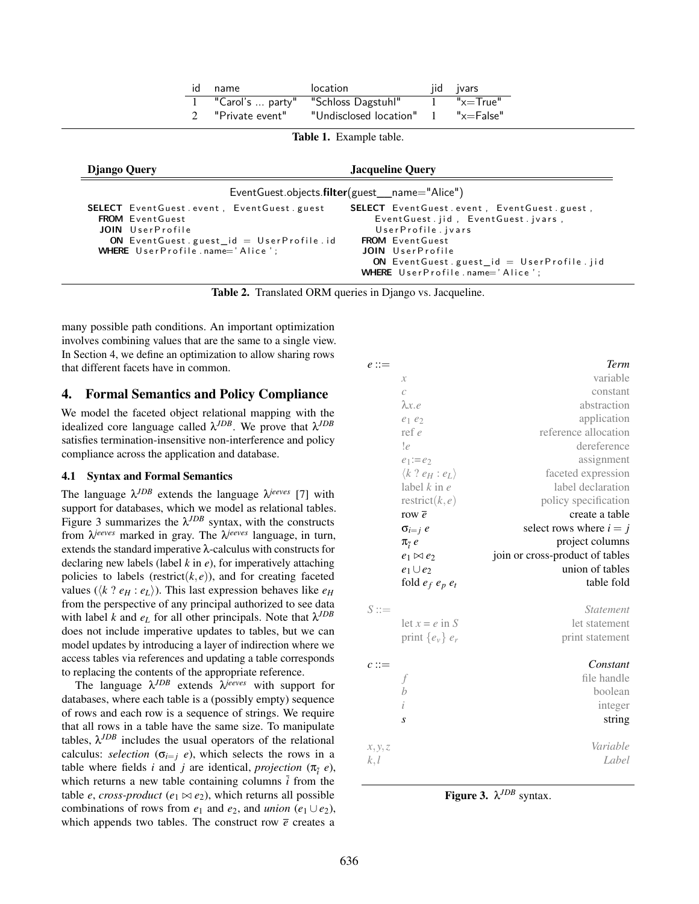| id | name | location | jid | jvars |
|---|---|---|---|---|
| 1 | "Carol's ... party" | "Schloss Dagstuhl" | 1 | "x=True" |
| 2 | "Private event" | "Undisclosed location" | 1 | "x=False" |

**Table 1.** Example table.

| **Django Query** | **Jacqueline Query** |
|---|---|
| EventGuest.objects.**filter**(guest__name="Alice") | |
| `SELECT EventGuest.event, EventGuest.guest FROM EventGuest JOIN UserProfile ON EventGuest.guest_id = UserProfile.id WHERE UserProfile.name='Alice';` | `SELECT EventGuest.event, EventGuest.guest, EventGuest.jid, EventGuest.jvars, UserProfile.jvars FROM EventGuest JOIN UserProfile ON EventGuest.guest_id = UserProfile.jid WHERE UserProfile.name='Alice';` |

**Table 2.** Translated ORM queries in Django vs. Jacqueline.

many possible path conditions. An important optimization involves combining values that are the same to a single view. In Section 4, we define an optimization to allow sharing rows that different facets have in common.

## 4. Formal Semantics and Policy Compliance

We model the faceted object relational mapping with the idealized core language called $\lambda^{JDB}$. We prove that $\lambda^{JDB}$ satisfies termination-insensitive non-interference and policy compliance across the application and database.

### 4.1 Syntax and Formal Semantics

The language $\lambda^{JDB}$ extends the language $\lambda^{jeeves}$ [7] with support for databases, which we model as relational tables. Figure 3 summarizes the $\lambda^{JDB}$ syntax, with the constructs from $\lambda^{jeeves}$ marked in gray. The $\lambda^{jeeves}$ language, in turn, extends the standard imperative $\lambda$-calculus with constructs for declaring new labels (label $k$ in $e$), for imperatively attaching policies to labels (restrict$(k,e)$), and for creating faceted values ($\langle k \ ? \ e_H : e_L \rangle$). This last expression behaves like $e_H$ from the perspective of any principal authorized to see data with label $k$ and $e_L$ for all other principals. Note that $\lambda^{JDB}$ does not include imperative updates to tables, but we can model updates by introducing a layer of indirection where we access tables via references and updating a table corresponds to replacing the contents of the appropriate reference.

The language $\lambda^{JDB}$ extends $\lambda^{jeeves}$ with support for databases, where each table is a (possibly empty) sequence of rows and each row is a sequence of strings. We require that all rows in a table have the same size. To manipulate tables, $\lambda^{JDB}$ includes the usual operators of the relational calculus: *selection* ($\sigma_{i=j} \ e$), which selects the rows in a table where fields $i$ and $j$ are identical, *projection* ($\pi_{\bar{i}} \ e$), which returns a new table containing columns $\bar{i}$ from the table $e$, *cross-product* ($e_1 \bowtie e_2$), which returns all possible combinations of rows from $e_1$ and $e_2$, and *union* ($e_1 \cup e_2$), which appends two tables. The construct row $\bar{e}$ creates a

| | | |
|---|---|---|
| $e ::=$ | | *Term* |
| | $x$ | variable |
| | $c$ | constant |
| | $\lambda x.e$ | abstraction |
| | $e_1 \ e_2$ | application |
| | ref $e$ | reference allocation |
| | $!e$ | dereference |
| | $e_1 := e_2$ | assignment |
| | $\langle k \ ? \ e_H : e_L \rangle$ | faceted expression |
| | label $k$ in $e$ | label declaration |
| | restrict$(k,e)$ | policy specification |
| | row $\bar{e}$ | create a table |
| | $\sigma_{i=j} \ e$ | select rows where $i = j$ |
| | $\pi_{\bar{i}} \ e$ | project columns |
| | $e_1 \bowtie e_2$ | join or cross-product of tables |
| | $e_1 \cup e_2$ | union of tables |
| | fold $e_f \ e_p \ e_t$ | table fold |
| $S ::=$ | | *Statement* |
| | let $x = e$ in $S$ | let statement |
| | print $\{e_v\} \ e_r$ | print statement |
| $c ::=$ | | *Constant* |
| | $f$ | file handle |
| | $b$ | boolean |
| | $i$ | integer |
| | $s$ | string |
| $x, y, z$ | | *Variable* |
| $k, l$ | | *Label* |

**Figure 3.** $\lambda^{JDB}$ syntax.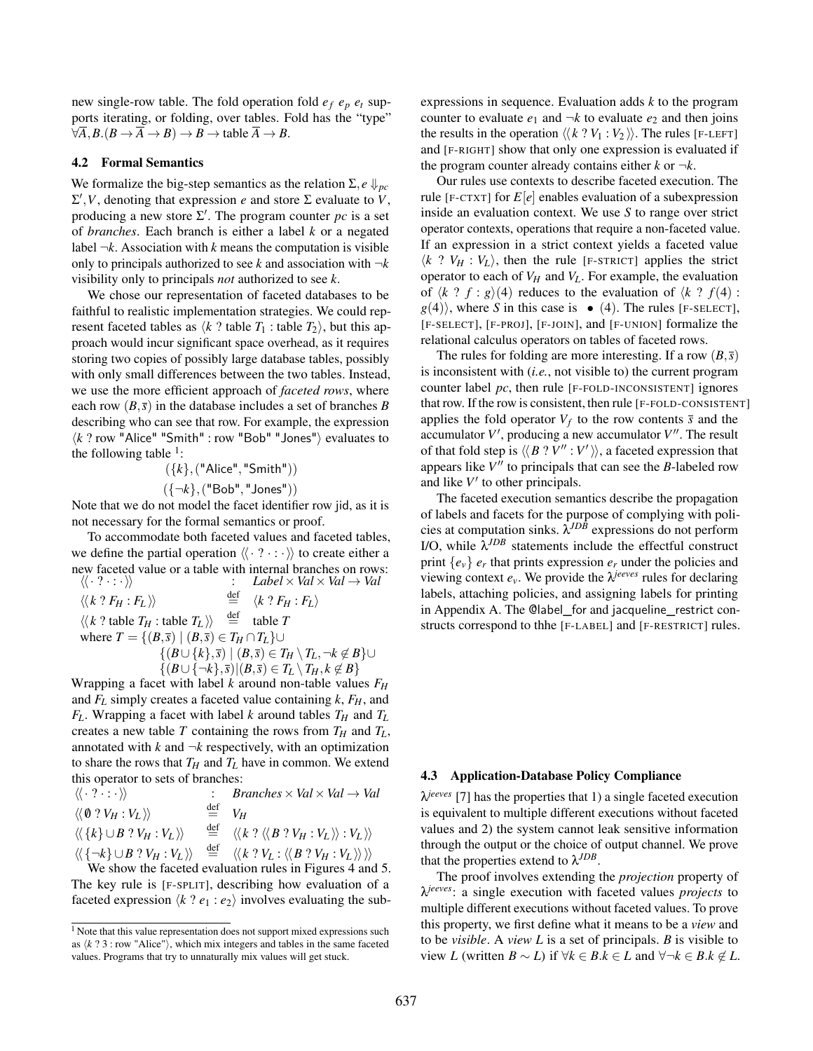new single-row table. The fold operation fold $e_f$ $e_p$ $e_t$ supports iterating, or folding, over tables. Fold has the "type" $\forall \overline{A}, B.(B \to \overline{A} \to B) \to B \to \text{table } \overline{A} \to B$.

### 4.2 Formal Semantics

We formalize the big-step semantics as the relation $\Sigma, e \Downarrow_{pc} \Sigma', V$, denoting that expression $e$ and store $\Sigma$ evaluate to $V$, producing a new store $\Sigma'$. The program counter $pc$ is a set of *branches*. Each branch is either a label $k$ or a negated label $\neg k$. Association with $k$ means the computation is visible only to principals authorized to see $k$ and association with $\neg k$ visibility only to principals *not* authorized to see $k$.

We chose our representation of faceted databases to be faithful to realistic implementation strategies. We could represent faceted tables as $\langle k \ ? \ \text{table } T_1 : \text{table } T_2 \rangle$, but this approach would incur significant space overhead, as it requires storing two copies of possibly large database tables, possibly with only small differences between the two tables. Instead, we use the more efficient approach of *faceted rows*, where each row $(B, \overline{s})$ in the database includes a set of branches $B$ describing who can see that row. For example, the expression $\langle k \ ? \ \text{row "Alice" "Smith"} : \text{row "Bob" "Jones"} \rangle$ evaluates to the following table [1]:

$$(\{k\}, (\text{"Alice"}, \text{"Smith"}))$$
$$(\{\neg k\}, (\text{"Bob"}, \text{"Jones"}))$$

Note that we do not model the facet identifier row jid, as it is not necessary for the formal semantics or proof.

To accommodate both faceted values and faceted tables, we define the partial operation $\langle\langle \cdot \ ? \ \cdot : \cdot \rangle\rangle$ to create either a new faceted value or a table with internal branches on rows:

$$\begin{array}{lll}
\langle\langle \cdot \ ? \ \cdot : \cdot \rangle\rangle & : & \textit{Label} \times \textit{Val} \times \textit{Val} \to \textit{Val} \\
\langle\langle k \ ? \ F_H : F_L \rangle\rangle & \stackrel{\text{def}}{=} & \langle k \ ? \ F_H : F_L \rangle \\
\langle\langle k \ ? \ \text{table } T_H : \text{table } T_L \rangle\rangle & \stackrel{\text{def}}{=} & \text{table } T
\end{array}$$

$$\begin{array}{ll}
\text{where } T = & \{(B, \overline{s}) \mid (B, \overline{s}) \in T_H \cap T_L\} \cup \\
& \{(B \cup \{k\}, \overline{s}) \mid (B, \overline{s}) \in T_H \setminus T_L, \neg k \notin B\} \cup \\
& \{(B \cup \{\neg k\}, \overline{s}) \mid (B, \overline{s}) \in T_L \setminus T_H, k \notin B\}
\end{array}$$

Wrapping a facet with label $k$ around non-table values $F_H$ and $F_L$ simply creates a faceted value containing $k$, $F_H$, and $F_L$. Wrapping a facet with label $k$ around tables $T_H$ and $T_L$ creates a new table $T$ containing the rows from $T_H$ and $T_L$, annotated with $k$ and $\neg k$ respectively, with an optimization to share the rows that $T_H$ and $T_L$ have in common. We extend this operator to sets of branches:

$$\begin{array}{lll}
\langle\langle \cdot \ ? \ \cdot : \cdot \rangle\rangle & : & \textit{Branches} \times \textit{Val} \times \textit{Val} \to \textit{Val} \\
\langle\langle \emptyset \ ? \ V_H : V_L \rangle\rangle & \stackrel{\text{def}}{=} & V_H \\
\langle\langle \{k\} \cup B \ ? \ V_H : V_L \rangle\rangle & \stackrel{\text{def}}{=} & \langle\langle k \ ? \ \langle\langle B \ ? \ V_H : V_L \rangle\rangle : V_L \rangle\rangle \\
\langle\langle \{\neg k\} \cup B \ ? \ V_H : V_L \rangle\rangle & \stackrel{\text{def}}{=} & \langle\langle k \ ? \ V_L : \langle\langle B \ ? \ V_H : V_L \rangle\rangle \rangle\rangle
\end{array}$$

We show the faceted evaluation rules in Figures 4 and 5. The key rule is [F-SPLIT], describing how evaluation of a faceted expression $\langle k \ ? \ e_1 : e_2 \rangle$ involves evaluating the subexpressions in sequence. Evaluation adds $k$ to the program counter to evaluate $e_1$ and $\neg k$ to evaluate $e_2$ and then joins the results in the operation $\langle\langle k \ ? \ V_1 : V_2 \rangle\rangle$. The rules [F-LEFT] and [F-RIGHT] show that only one expression is evaluated if the program counter already contains either $k$ or $\neg k$.

Our rules use contexts to describe faceted execution. The rule [F-CTXT] for $E[e]$ enables evaluation of a subexpression inside an evaluation context. We use $S$ to range over strict operator contexts, operations that require a non-faceted value. If an expression in a strict context yields a faceted value $\langle k \ ? \ V_H : V_L \rangle$, then the rule [F-STRICT] applies the strict operator to each of $V_H$ and $V_L$. For example, the evaluation of $\langle k \ ? \ f : g \rangle(4)$ reduces to the evaluation of $\langle k \ ? \ f(4) : g(4) \rangle$, where $S$ in this case is $\bullet \ (4)$. The rules [F-SELECT], [F-SELECT], [F-PROJ], [F-JOIN], and [F-UNION] formalize the relational calculus operators on tables of faceted rows.

The rules for folding are more interesting. If a row $(B, \overline{s})$ is inconsistent with (*i.e.*, not visible to) the current program counter label $pc$, then rule [F-FOLD-INCONSISTENT] ignores that row. If the row is consistent, then rule [F-FOLD-CONSISTENT] applies the fold operator $V_f$ to the row contents $\overline{s}$ and the accumulator $V'$, producing a new accumulator $V''$. The result of that fold step is $\langle\langle B \ ? \ V'' : V' \rangle\rangle$, a faceted expression that appears like $V''$ to principals that can see the $B$-labeled row and like $V'$ to other principals.

The faceted execution semantics describe the propagation of labels and facets for the purpose of complying with policies at computation sinks. $\lambda^{JDB}$ expressions do not perform I/O, while $\lambda^{JDB}$ statements include the effectful construct print $\{e_v\}$ $e_r$ that prints expression $e_r$ under the policies and viewing context $e_v$. We provide the $\lambda^{jeeves}$ rules for declaring labels, attaching policies, and assigning labels for printing in Appendix A. The @label_for and jacqueline_restrict constructs correspond to thhe [F-LABEL] and [F-RESTRICT] rules.

### 4.3 Application-Database Policy Compliance

$\lambda^{jeeves}$ [7] has the properties that 1) a single faceted execution is equivalent to multiple different executions without faceted values and 2) the system cannot leak sensitive information through the output or the choice of output channel. We prove that the properties extend to $\lambda^{JDB}$.

The proof involves extending the *projection* property of $\lambda^{jeeves}$: a single execution with faceted values *projects* to multiple different executions without faceted values. To prove this property, we first define what it means to be a *view* and to be *visible*. A *view* $L$ is a set of principals. $B$ is visible to view $L$ (written $B \sim L$) if $\forall k \in B. k \in L$ and $\forall \neg k \in B. k \notin L$.

[1] Note that this value representation does not support mixed expressions such as $\langle k \ ? \ 3 : \text{row "Alice"} \rangle$, which mix integers and tables in the same faceted values. Programs that try to unnaturally mix values will get stuck.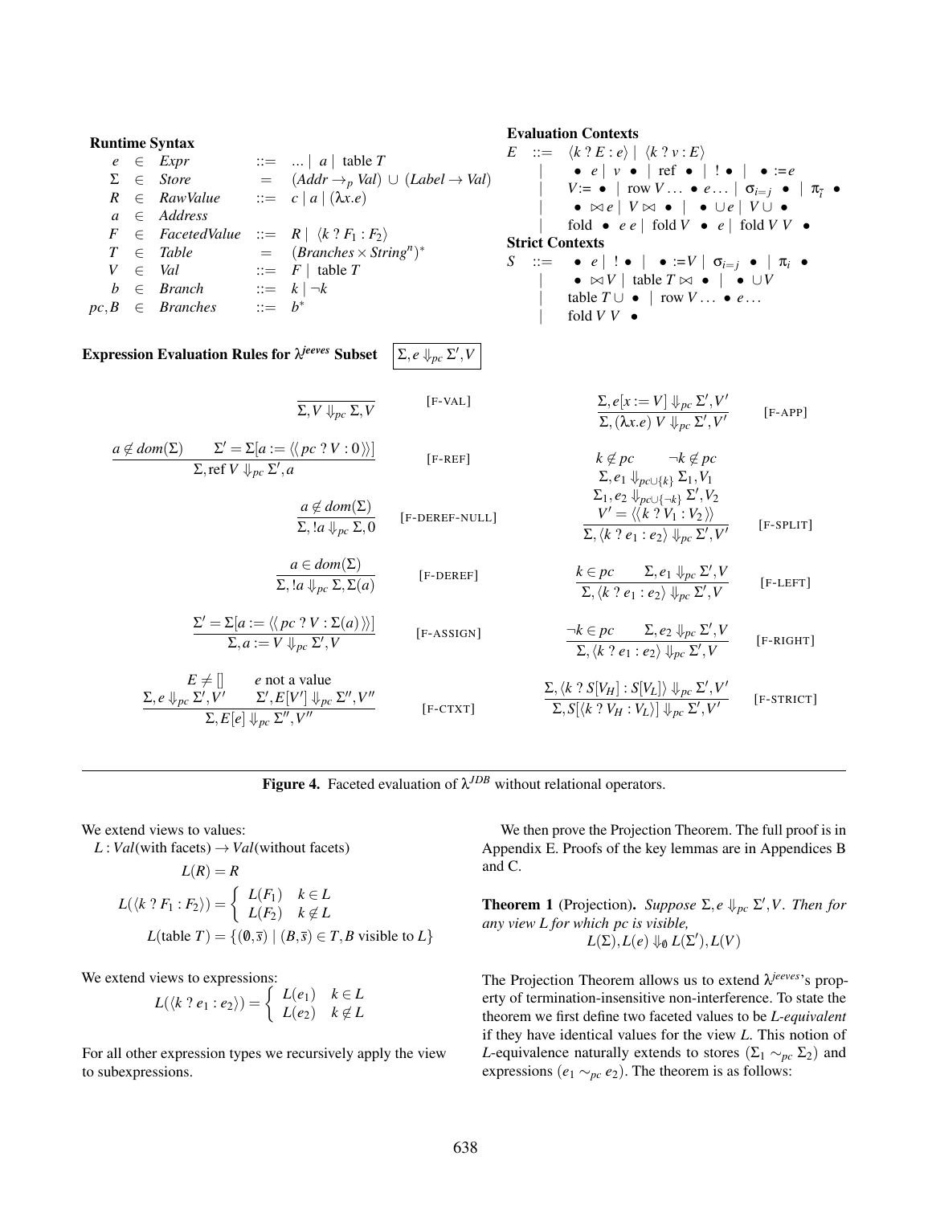**Runtime Syntax**

$$
\begin{array}{rcll}
e & \in & Expr & ::= \; \ldots \mid a \mid \text{table } T \\
\Sigma & \in & Store & = \; (Addr \rightarrow_p Val) \cup (Label \rightarrow Val) \\
R & \in & RawValue & ::= \; c \mid a \mid (\lambda x.e) \\
a & \in & Address & \\
F & \in & FacetedValue & ::= \; R \mid \langle k \; ? \; F_1 : F_2 \rangle \\
T & \in & Table & = \; (Branches \times String^n)^* \\
V & \in & Val & ::= \; F \mid \text{table } T \\
b & \in & Branch & ::= \; k \mid \neg k \\
pc, B & \in & Branches & ::= \; b^*
\end{array}
$$

**Evaluation Contexts**

$$
\begin{array}{rcl}
E & ::= & \langle k \; ? \; E : e \rangle \mid \langle k \; ? \; v : E \rangle \\
& \mid & \bullet \; e \mid v \; \bullet \mid \text{ref } \bullet \mid \; ! \bullet \mid \; \bullet := e \\
& \mid & V := \bullet \mid \text{row } V \ldots \bullet \; e \ldots \mid \sigma_{i=j} \; \bullet \mid \pi_{\bar{i}} \; \bullet \\
& \mid & \bullet \bowtie e \mid V \bowtie \bullet \mid \; \bullet \cup e \mid V \cup \bullet \\
& \mid & \text{fold } \bullet \; e \; e \mid \text{fold } V \; \bullet \; e \mid \text{fold } V \; V \; \bullet
\end{array}
$$

**Strict Contexts**

$$
\begin{array}{rcl}
S & ::= & \bullet \; e \mid \; ! \bullet \mid \; \bullet := V \mid \sigma_{i=j} \; \bullet \mid \pi_i \; \bullet \\
& \mid & \bullet \bowtie V \mid \text{table } T \bowtie \bullet \mid \; \bullet \cup V \\
& \mid & \text{table } T \cup \bullet \mid \text{row } V \ldots \bullet \; e \ldots \\
& \mid & \text{fold } V \; V \; \bullet
\end{array}
$$

**Expression Evaluation Rules for $\lambda^{jeeves}$ Subset** $\boxed{\Sigma, e \Downarrow_{pc} \Sigma', V}$

$$
\frac{}{\Sigma, V \Downarrow_{pc} \Sigma, V} \quad \text{[F-VAL]}
$$

$$
\frac{a \notin dom(\Sigma) \qquad \Sigma' = \Sigma[a := \langle\langle \, pc \; ? \; V : 0 \, \rangle\rangle]}{\Sigma, \text{ref } V \Downarrow_{pc} \Sigma', a} \quad \text{[F-REF]}
$$

$$
\frac{a \notin dom(\Sigma)}{\Sigma, !a \Downarrow_{pc} \Sigma, 0} \quad \text{[F-DEREF-NULL]}
$$

$$
\frac{a \in dom(\Sigma)}{\Sigma, !a \Downarrow_{pc} \Sigma, \Sigma(a)} \quad \text{[F-DEREF]}
$$

$$
\frac{\Sigma' = \Sigma[a := \langle\langle \, pc \; ? \; V : \Sigma(a) \, \rangle\rangle]}{\Sigma, a := V \Downarrow_{pc} \Sigma', V} \quad \text{[F-ASSIGN]}
$$

$$
\frac{E \neq [] \qquad e \text{ not a value} \qquad \Sigma, e \Downarrow_{pc} \Sigma', V' \qquad \Sigma', E[V'] \Downarrow_{pc} \Sigma'', V''}{\Sigma, E[e] \Downarrow_{pc} \Sigma'', V''} \quad \text{[F-CTXT]}
$$

$$
\frac{\Sigma, e[x := V] \Downarrow_{pc} \Sigma', V'}{\Sigma, (\lambda x.e) \; V \Downarrow_{pc} \Sigma', V'} \quad \text{[F-APP]}
$$

$$
\frac{k \notin pc \qquad \neg k \notin pc \qquad \Sigma, e_1 \Downarrow_{pc \cup \{k\}} \Sigma_1, V_1 \qquad \Sigma_1, e_2 \Downarrow_{pc \cup \{\neg k\}} \Sigma', V_2 \qquad V' = \langle\langle \, k \; ? \; V_1 : V_2 \, \rangle\rangle}{\Sigma, \langle k \; ? \; e_1 : e_2 \rangle \Downarrow_{pc} \Sigma', V'} \quad \text{[F-SPLIT]}
$$

$$
\frac{k \in pc \qquad \Sigma, e_1 \Downarrow_{pc} \Sigma', V}{\Sigma, \langle k \; ? \; e_1 : e_2 \rangle \Downarrow_{pc} \Sigma', V} \quad \text{[F-LEFT]}
$$

$$
\frac{\neg k \in pc \qquad \Sigma, e_2 \Downarrow_{pc} \Sigma', V}{\Sigma, \langle k \; ? \; e_1 : e_2 \rangle \Downarrow_{pc} \Sigma', V} \quad \text{[F-RIGHT]}
$$

$$
\frac{\Sigma, \langle k \; ? \; S[V_H] : S[V_L] \rangle \Downarrow_{pc} \Sigma', V'}{\Sigma, S[\langle k \; ? \; V_H : V_L \rangle] \Downarrow_{pc} \Sigma', V'} \quad \text{[F-STRICT]}
$$

**Figure 4.** Faceted evaluation of $\lambda^{JDB}$ without relational operators.

We extend views to values:

$L : Val(\text{with facets}) \rightarrow Val(\text{without facets})$

$$
L(R) = R
$$

$$
L(\langle k \; ? \; F_1 : F_2 \rangle) = \begin{cases} L(F_1) & k \in L \\ L(F_2) & k \notin L \end{cases}
$$

$$
L(\text{table } T) = \{(\emptyset, \bar{s}) \mid (B, \bar{s}) \in T, B \text{ visible to } L\}
$$

We extend views to expressions:

$$
L(\langle k \; ? \; e_1 : e_2 \rangle) = \begin{cases} L(e_1) & k \in L \\ L(e_2) & k \notin L \end{cases}
$$

For all other expression types we recursively apply the view to subexpressions.

We then prove the Projection Theorem. The full proof is in Appendix E. Proofs of the key lemmas are in Appendices B and C.

**Theorem 1** (Projection)**.** *Suppose $\Sigma, e \Downarrow_{pc} \Sigma', V$. Then for any view $L$ for which $pc$ is visible,*

$$
L(\Sigma), L(e) \Downarrow_{\emptyset} L(\Sigma'), L(V)
$$

The Projection Theorem allows us to extend $\lambda^{jeeves}$'s property of termination-insensitive non-interference. To state the theorem we first define two faceted values to be *L-equivalent* if they have identical values for the view $L$. This notion of $L$-equivalence naturally extends to stores ($\Sigma_1 \sim_{pc} \Sigma_2$) and expressions ($e_1 \sim_{pc} e_2$). The theorem is as follows: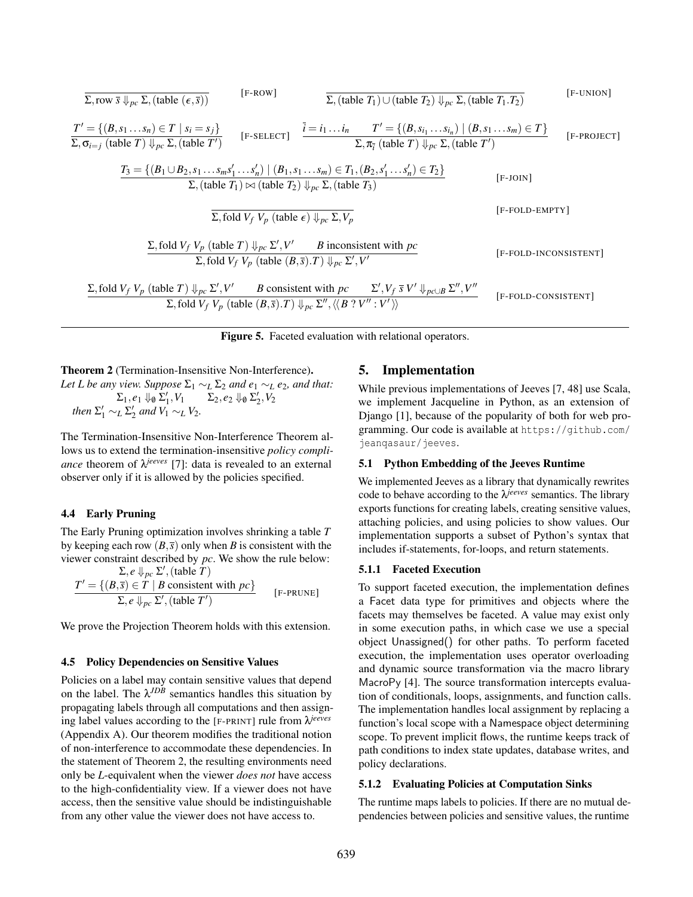$$\frac{}{\Sigma, \text{row } \bar{s} \Downarrow_{pc} \Sigma, (\text{table } (\epsilon, \bar{s}))} \quad \text{[F-ROW]} \qquad \frac{}{\Sigma, (\text{table } T_1) \cup (\text{table } T_2) \Downarrow_{pc} \Sigma, (\text{table } T_1.T_2)} \quad \text{[F-UNION]}$$

$$\frac{T' = \{(B, s_1 \ldots s_n) \in T \mid s_i = s_j\}}{\Sigma, \sigma_{i=j} \text{ (table } T) \Downarrow_{pc} \Sigma, (\text{table } T')} \quad \text{[F-SELECT]} \qquad \frac{\bar{i} = i_1 \ldots i_n \qquad T' = \{(B, s_{i_1} \ldots s_{i_n}) \mid (B, s_1 \ldots s_m) \in T\}}{\Sigma, \pi_{\bar{i}} \text{ (table } T) \Downarrow_{pc} \Sigma, (\text{table } T')} \quad \text{[F-PROJECT]}$$

$$\frac{T_3 = \{(B_1 \cup B_2, s_1 \ldots s_m s'_1 \ldots s'_n) \mid (B_1, s_1 \ldots s_m) \in T_1, (B_2, s'_1 \ldots s'_n) \in T_2\}}{\Sigma, (\text{table } T_1) \bowtie (\text{table } T_2) \Downarrow_{pc} \Sigma, (\text{table } T_3)} \quad \text{[F-JOIN]}$$

$$\frac{}{\Sigma, \text{fold } V_f \ V_p \ (\text{table } \epsilon) \Downarrow_{pc} \Sigma, V_p} \quad \text{[F-FOLD-EMPTY]}$$

$$\frac{\Sigma, \text{fold } V_f \ V_p \ (\text{table } T) \Downarrow_{pc} \Sigma', V' \qquad B \text{ inconsistent with } pc}{\Sigma, \text{fold } V_f \ V_p \ (\text{table } (B, \bar{s}).T) \Downarrow_{pc} \Sigma', V'} \quad \text{[F-FOLD-INCONSISTENT]}$$

$$\frac{\Sigma, \text{fold } V_f \ V_p \ (\text{table } T) \Downarrow_{pc} \Sigma', V' \qquad B \text{ consistent with } pc \qquad \Sigma', V_f \ \bar{s} \ V' \Downarrow_{pc \cup B} \Sigma'', V''}{\Sigma, \text{fold } V_f \ V_p \ (\text{table } (B, \bar{s}).T) \Downarrow_{pc} \Sigma'', \langle\langle B \ ? \ V'' : V' \rangle\rangle} \quad \text{[F-FOLD-CONSISTENT]}$$

**Figure 5.** Faceted evaluation with relational operators.

**Theorem 2** (Termination-Insensitive Non-Interference)**.** *Let L be any view. Suppose $\Sigma_1 \sim_L \Sigma_2$ and $e_1 \sim_L e_2$, and that:*

$$\Sigma_1, e_1 \Downarrow_\emptyset \Sigma'_1, V_1 \qquad \Sigma_2, e_2 \Downarrow_\emptyset \Sigma'_2, V_2$$

*then $\Sigma'_1 \sim_L \Sigma'_2$ and $V_1 \sim_L V_2$.*

The Termination-Insensitive Non-Interference Theorem allows us to extend the termination-insensitive *policy compliance* theorem of $\lambda^{jeeves}$ [7]: data is revealed to an external observer only if it is allowed by the policies specified.

### 4.4 Early Pruning

The Early Pruning optimization involves shrinking a table $T$ by keeping each row $(B, \bar{s})$ only when $B$ is consistent with the viewer constraint described by $pc$. We show the rule below:

$$\frac{\Sigma, e \Downarrow_{pc} \Sigma', (\text{table } T) \qquad T' = \{(B, \bar{s}) \in T \mid B \text{ consistent with } pc\}}{\Sigma, e \Downarrow_{pc} \Sigma', (\text{table } T')} \quad \text{[F-PRUNE]}$$

We prove the Projection Theorem holds with this extension.

### 4.5 Policy Dependencies on Sensitive Values

Policies on a label may contain sensitive values that depend on the label. The $\lambda^{JDB}$ semantics handles this situation by propagating labels through all computations and then assigning label values according to the [F-PRINT] rule from $\lambda^{jeeves}$ (Appendix A). Our theorem modifies the traditional notion of non-interference to accommodate these dependencies. In the statement of Theorem 2, the resulting environments need only be $L$-equivalent when the viewer *does not* have access to the high-confidentiality view. If a viewer does not have access, then the sensitive value should be indistinguishable from any other value the viewer does not have access to.

## 5. Implementation

While previous implementations of Jeeves [7, 48] use Scala, we implement Jacqueline in Python, as an extension of Django [1], because of the popularity of both for web programming. Our code is available at https://github.com/jeanqasaur/jeeves.

### 5.1 Python Embedding of the Jeeves Runtime

We implemented Jeeves as a library that dynamically rewrites code to behave according to the $\lambda^{jeeves}$ semantics. The library exports functions for creating labels, creating sensitive values, attaching policies, and using policies to show values. Our implementation supports a subset of Python's syntax that includes if-statements, for-loops, and return statements.

#### 5.1.1 Faceted Execution

To support faceted execution, the implementation defines a Facet data type for primitives and objects where the facets may themselves be faceted. A value may exist only in some execution paths, in which case we use a special object Unassigned() for other paths. To perform faceted execution, the implementation uses operator overloading and dynamic source transformation via the macro library MacroPy [4]. The source transformation intercepts evaluation of conditionals, loops, assignments, and function calls. The implementation handles local assignment by replacing a function's local scope with a Namespace object determining scope. To prevent implicit flows, the runtime keeps track of path conditions to index state updates, database writes, and policy declarations.

#### 5.1.2 Evaluating Policies at Computation Sinks

The runtime maps labels to policies. If there are no mutual dependencies between policies and sensitive values, the runtime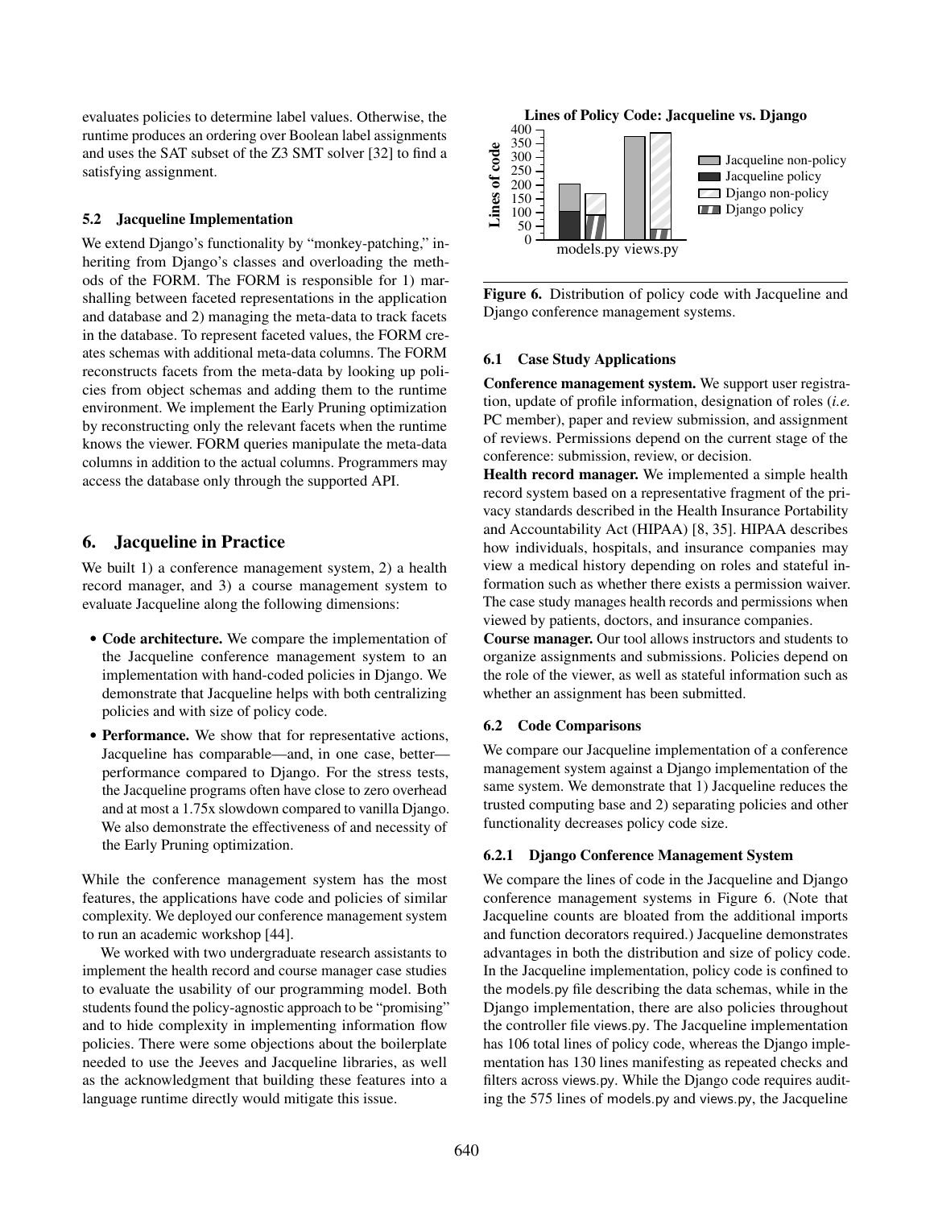evaluates policies to determine label values. Otherwise, the runtime produces an ordering over Boolean label assignments and uses the SAT subset of the Z3 SMT solver [32] to find a satisfying assignment.

### 5.2 Jacqueline Implementation

We extend Django's functionality by "monkey-patching," inheriting from Django's classes and overloading the methods of the FORM. The FORM is responsible for 1) marshalling between faceted representations in the application and database and 2) managing the meta-data to track facets in the database. To represent faceted values, the FORM creates schemas with additional meta-data columns. The FORM reconstructs facets from the meta-data by looking up policies from object schemas and adding them to the runtime environment. We implement the Early Pruning optimization by reconstructing only the relevant facets when the runtime knows the viewer. FORM queries manipulate the meta-data columns in addition to the actual columns. Programmers may access the database only through the supported API.

## 6. Jacqueline in Practice

We built 1) a conference management system, 2) a health record manager, and 3) a course management system to evaluate Jacqueline along the following dimensions:

- **Code architecture.** We compare the implementation of the Jacqueline conference management system to an implementation with hand-coded policies in Django. We demonstrate that Jacqueline helps with both centralizing policies and with size of policy code.
- **Performance.** We show that for representative actions, Jacqueline has comparable—and, in one case, better—performance compared to Django. For the stress tests, the Jacqueline programs often have close to zero overhead and at most a 1.75x slowdown compared to vanilla Django. We also demonstrate the effectiveness of and necessity of the Early Pruning optimization.

While the conference management system has the most features, the applications have code and policies of similar complexity. We deployed our conference management system to run an academic workshop [44].

We worked with two undergraduate research assistants to implement the health record and course manager case studies to evaluate the usability of our programming model. Both students found the policy-agnostic approach to be "promising" and to hide complexity in implementing information flow policies. There were some objections about the boilerplate needed to use the Jeeves and Jacqueline libraries, as well as the acknowledgment that building these features into a language runtime directly would mitigate this issue.

**Figure 6.** Distribution of policy code with Jacqueline and Django conference management systems.

### 6.1 Case Study Applications

**Conference management system.** We support user registration, update of profile information, designation of roles (*i.e.* PC member), paper and review submission, and assignment of reviews. Permissions depend on the current stage of the conference: submission, review, or decision.

**Health record manager.** We implemented a simple health record system based on a representative fragment of the privacy standards described in the Health Insurance Portability and Accountability Act (HIPAA) [8, 35]. HIPAA describes how individuals, hospitals, and insurance companies may view a medical history depending on roles and stateful information such as whether there exists a permission waiver. The case study manages health records and permissions when viewed by patients, doctors, and insurance companies.

**Course manager.** Our tool allows instructors and students to organize assignments and submissions. Policies depend on the role of the viewer, as well as stateful information such as whether an assignment has been submitted.

### 6.2 Code Comparisons

We compare our Jacqueline implementation of a conference management system against a Django implementation of the same system. We demonstrate that 1) Jacqueline reduces the trusted computing base and 2) separating policies and other functionality decreases policy code size.

#### 6.2.1 Django Conference Management System

We compare the lines of code in the Jacqueline and Django conference management systems in Figure 6. (Note that Jacqueline counts are bloated from the additional imports and function decorators required.) Jacqueline demonstrates advantages in both the distribution and size of policy code. In the Jacqueline implementation, policy code is confined to the models.py file describing the data schemas, while in the Django implementation, there are also policies throughout the controller file views.py. The Jacqueline implementation has 106 total lines of policy code, whereas the Django implementation has 130 lines manifesting as repeated checks and filters across views.py. While the Django code requires auditing the 575 lines of models.py and views.py, the Jacqueline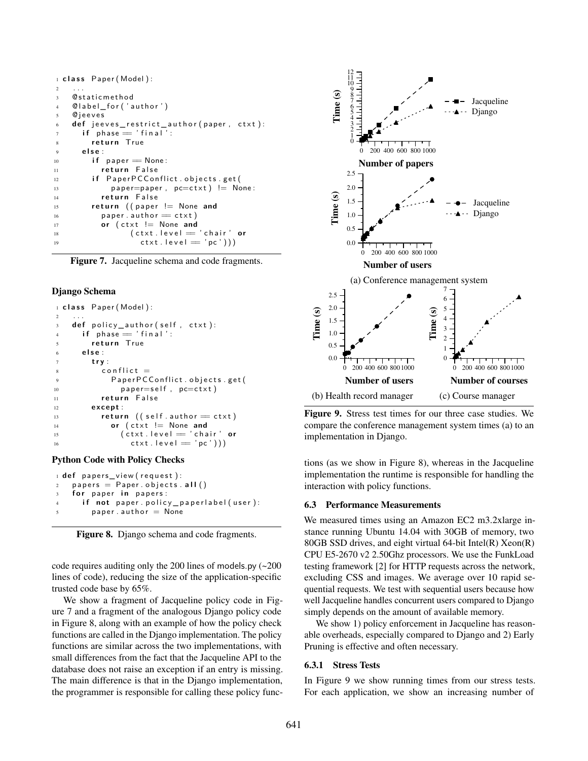```
class Paper(Model):
    ...
    @staticmethod
    @label_for('author')
    @jeeves
    def jeeves_restrict_author(paper, ctxt):
      if phase == 'final':
        return True
      else:
        if paper == None:
          return False
        if PaperPCConflict.objects.get(
            paper=paper, pc=ctxt) != None:
          return False
        return ((paper != None and
          paper.author == ctxt)
          or (ctxt != None and
                (ctxt.level == 'chair' or
                  ctxt.level == 'pc')))
```

**Figure 7.** Jacqueline schema and code fragments.

**Django Schema**

```
class Paper(Model):
    ...
    def policy_author(self, ctxt):
      if phase == 'final':
        return True
      else:
        try:
          conflict =
            PaperPCConflict.objects.get(
              paper=self, pc=ctxt)
          return False
        except:
          return ((self.author == ctxt)
            or (ctxt != None and
              (ctxt.level == 'chair' or
                ctxt.level == 'pc')))
```

**Python Code with Policy Checks**

```
def papers_view(request):
  papers = Paper.objects.all()
  for paper in papers:
    if not paper.policy_paperlabel(user):
      paper.author = None
```

**Figure 8.** Django schema and code fragments.

code requires auditing only the 200 lines of models.py (~200 lines of code), reducing the size of the application-specific trusted code base by 65%.

We show a fragment of Jacqueline policy code in Figure 7 and a fragment of the analogous Django policy code in Figure 8, along with an example of how the policy check functions are called in the Django implementation. The policy functions are similar across the two implementations, with small differences from the fact that the Jacqueline API to the database does not raise an exception if an entry is missing. The main difference is that in the Django implementation, the programmer is responsible for calling these policy functions (as we show in Figure 8), whereas in the Jacqueline implementation the runtime is responsible for handling the interaction with policy functions.

**Figure 9.** Stress test times for our three case studies. We compare the conference management system times (a) to an implementation in Django.

### 6.3 Performance Measurements

We measured times using an Amazon EC2 m3.2xlarge instance running Ubuntu 14.04 with 30GB of memory, two 80GB SSD drives, and eight virtual 64-bit Intel(R) Xeon(R) CPU E5-2670 v2 2.50Ghz processors. We use the FunkLoad testing framework [2] for HTTP requests across the network, excluding CSS and images. We average over 10 rapid sequential requests. We test with sequential users because how well Jacqueline handles concurrent users compared to Django simply depends on the amount of available memory.

We show 1) policy enforcement in Jacqueline has reasonable overheads, especially compared to Django and 2) Early Pruning is effective and often necessary.

#### 6.3.1 Stress Tests

In Figure 9 we show running times from our stress tests. For each application, we show an increasing number of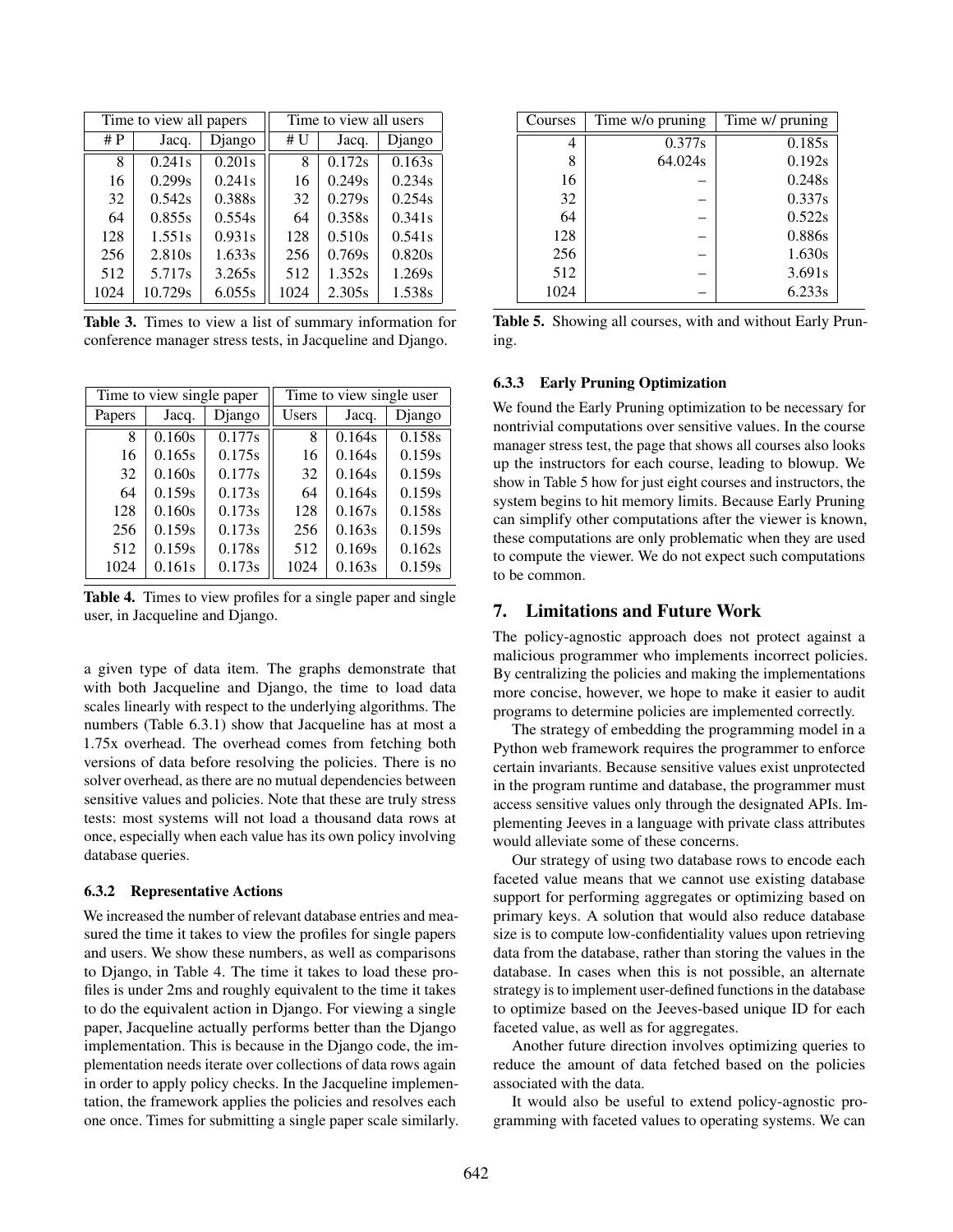| Time to view all papers | | | Time to view all users | | |
|---|---|---|---|---|---|
| # P | Jacq. | Django | # U | Jacq. | Django |
| 8 | 0.241s | 0.201s | 8 | 0.172s | 0.163s |
| 16 | 0.299s | 0.241s | 16 | 0.249s | 0.234s |
| 32 | 0.542s | 0.388s | 32 | 0.279s | 0.254s |
| 64 | 0.855s | 0.554s | 64 | 0.358s | 0.341s |
| 128 | 1.551s | 0.931s | 128 | 0.510s | 0.541s |
| 256 | 2.810s | 1.633s | 256 | 0.769s | 0.820s |
| 512 | 5.717s | 3.265s | 512 | 1.352s | 1.269s |
| 1024 | 10.729s | 6.055s | 1024 | 2.305s | 1.538s |

**Table 3.** Times to view a list of summary information for conference manager stress tests, in Jacqueline and Django.

| Time to view single paper | | | Time to view single user | | |
|---|---|---|---|---|---|
| Papers | Jacq. | Django | Users | Jacq. | Django |
| 8 | 0.160s | 0.177s | 8 | 0.164s | 0.158s |
| 16 | 0.165s | 0.175s | 16 | 0.164s | 0.159s |
| 32 | 0.160s | 0.177s | 32 | 0.164s | 0.159s |
| 64 | 0.159s | 0.173s | 64 | 0.164s | 0.159s |
| 128 | 0.160s | 0.173s | 128 | 0.167s | 0.158s |
| 256 | 0.159s | 0.173s | 256 | 0.163s | 0.159s |
| 512 | 0.159s | 0.178s | 512 | 0.169s | 0.162s |
| 1024 | 0.161s | 0.173s | 1024 | 0.163s | 0.159s |

**Table 4.** Times to view profiles for a single paper and single user, in Jacqueline and Django.

a given type of data item. The graphs demonstrate that with both Jacqueline and Django, the time to load data scales linearly with respect to the underlying algorithms. The numbers (Table 6.3.1) show that Jacqueline has at most a 1.75x overhead. The overhead comes from fetching both versions of data before resolving the policies. There is no solver overhead, as there are no mutual dependencies between sensitive values and policies. Note that these are truly stress tests: most systems will not load a thousand data rows at once, especially when each value has its own policy involving database queries.

#### 6.3.2 Representative Actions

We increased the number of relevant database entries and measured the time it takes to view the profiles for single papers and users. We show these numbers, as well as comparisons to Django, in Table 4. The time it takes to load these profiles is under 2ms and roughly equivalent to the time it takes to do the equivalent action in Django. For viewing a single paper, Jacqueline actually performs better than the Django implementation. This is because in the Django code, the implementation needs iterate over collections of data rows again in order to apply policy checks. In the Jacqueline implementation, the framework applies the policies and resolves each one once. Times for submitting a single paper scale similarly.

| Courses | Time w/o pruning | Time w/ pruning |
|---|---|---|
| 4 | 0.377s | 0.185s |
| 8 | 64.024s | 0.192s |
| 16 | – | 0.248s |
| 32 | – | 0.337s |
| 64 | – | 0.522s |
| 128 | – | 0.886s |
| 256 | – | 1.630s |
| 512 | – | 3.691s |
| 1024 | – | 6.233s |

**Table 5.** Showing all courses, with and without Early Pruning.

#### 6.3.3 Early Pruning Optimization

We found the Early Pruning optimization to be necessary for nontrivial computations over sensitive values. In the course manager stress test, the page that shows all courses also looks up the instructors for each course, leading to blowup. We show in Table 5 how for just eight courses and instructors, the system begins to hit memory limits. Because Early Pruning can simplify other computations after the viewer is known, these computations are only problematic when they are used to compute the viewer. We do not expect such computations to be common.

## 7. Limitations and Future Work

The policy-agnostic approach does not protect against a malicious programmer who implements incorrect policies. By centralizing the policies and making the implementations more concise, however, we hope to make it easier to audit programs to determine policies are implemented correctly.

The strategy of embedding the programming model in a Python web framework requires the programmer to enforce certain invariants. Because sensitive values exist unprotected in the program runtime and database, the programmer must access sensitive values only through the designated APIs. Implementing Jeeves in a language with private class attributes would alleviate some of these concerns.

Our strategy of using two database rows to encode each faceted value means that we cannot use existing database support for performing aggregates or optimizing based on primary keys. A solution that would also reduce database size is to compute low-confidentiality values upon retrieving data from the database, rather than storing the values in the database. In cases when this is not possible, an alternate strategy is to implement user-defined functions in the database to optimize based on the Jeeves-based unique ID for each faceted value, as well as for aggregates.

Another future direction involves optimizing queries to reduce the amount of data fetched based on the policies associated with the data.

It would also be useful to extend policy-agnostic programming with faceted values to operating systems. We can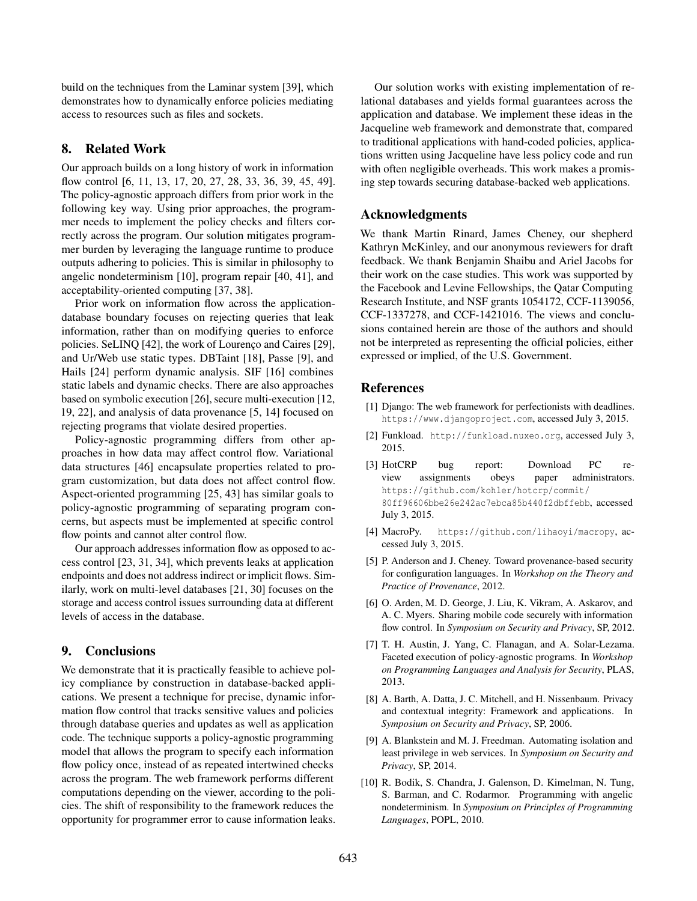build on the techniques from the Laminar system [39], which demonstrates how to dynamically enforce policies mediating access to resources such as files and sockets.

## 8. Related Work

Our approach builds on a long history of work in information flow control [6, 11, 13, 17, 20, 27, 28, 33, 36, 39, 45, 49]. The policy-agnostic approach differs from prior work in the following key way. Using prior approaches, the programmer needs to implement the policy checks and filters correctly across the program. Our solution mitigates programmer burden by leveraging the language runtime to produce outputs adhering to policies. This is similar in philosophy to angelic nondeterminism [10], program repair [40, 41], and acceptability-oriented computing [37, 38].

Prior work on information flow across the application-database boundary focuses on rejecting queries that leak information, rather than on modifying queries to enforce policies. SeLINQ [42], the work of Lourenço and Caires [29], and Ur/Web use static types. DBTaint [18], Passe [9], and Hails [24] perform dynamic analysis. SIF [16] combines static labels and dynamic checks. There are also approaches based on symbolic execution [26], secure multi-execution [12, 19, 22], and analysis of data provenance [5, 14] focused on rejecting programs that violate desired properties.

Policy-agnostic programming differs from other approaches in how data may affect control flow. Variational data structures [46] encapsulate properties related to program customization, but data does not affect control flow. Aspect-oriented programming [25, 43] has similar goals to policy-agnostic programming of separating program concerns, but aspects must be implemented at specific control flow points and cannot alter control flow.

Our approach addresses information flow as opposed to access control [23, 31, 34], which prevents leaks at application endpoints and does not address indirect or implicit flows. Similarly, work on multi-level databases [21, 30] focuses on the storage and access control issues surrounding data at different levels of access in the database.

## 9. Conclusions

We demonstrate that it is practically feasible to achieve policy compliance by construction in database-backed applications. We present a technique for precise, dynamic information flow control that tracks sensitive values and policies through database queries and updates as well as application code. The technique supports a policy-agnostic programming model that allows the program to specify each information flow policy once, instead of as repeated intertwined checks across the program. The web framework performs different computations depending on the viewer, according to the policies. The shift of responsibility to the framework reduces the opportunity for programmer error to cause information leaks.

Our solution works with existing implementation of relational databases and yields formal guarantees across the application and database. We implement these ideas in the Jacqueline web framework and demonstrate that, compared to traditional applications with hand-coded policies, applications written using Jacqueline have less policy code and run with often negligible overheads. This work makes a promising step towards securing database-backed web applications.

## Acknowledgments

We thank Martin Rinard, James Cheney, our shepherd Kathryn McKinley, and our anonymous reviewers for draft feedback. We thank Benjamin Shaibu and Ariel Jacobs for their work on the case studies. This work was supported by the Facebook and Levine Fellowships, the Qatar Computing Research Institute, and NSF grants 1054172, CCF-1139056, CCF-1337278, and CCF-1421016. The views and conclusions contained herein are those of the authors and should not be interpreted as representing the official policies, either expressed or implied, of the U.S. Government.

## References

[1] Django: The web framework for perfectionists with deadlines. `https://www.djangoproject.com`, accessed July 3, 2015.

[2] Funkload. `http://funkload.nuxeo.org`, accessed July 3, 2015.

[3] HotCRP bug report: Download PC review assignments obeys paper administrators. `https://github.com/kohler/hotcrp/commit/80ff96606bbe26e242ac7ebca85b440f2dbffebb`, accessed July 3, 2015.

[4] MacroPy. `https://github.com/lihaoyi/macropy`, accessed July 3, 2015.

[5] P. Anderson and J. Cheney. Toward provenance-based security for configuration languages. In *Workshop on the Theory and Practice of Provenance*, 2012.

[6] O. Arden, M. D. George, J. Liu, K. Vikram, A. Askarov, and A. C. Myers. Sharing mobile code securely with information flow control. In *Symposium on Security and Privacy*, SP, 2012.

[7] T. H. Austin, J. Yang, C. Flanagan, and A. Solar-Lezama. Faceted execution of policy-agnostic programs. In *Workshop on Programming Languages and Analysis for Security*, PLAS, 2013.

[8] A. Barth, A. Datta, J. C. Mitchell, and H. Nissenbaum. Privacy and contextual integrity: Framework and applications. In *Symposium on Security and Privacy*, SP, 2006.

[9] A. Blankstein and M. J. Freedman. Automating isolation and least privilege in web services. In *Symposium on Security and Privacy*, SP, 2014.

[10] R. Bodik, S. Chandra, J. Galenson, D. Kimelman, N. Tung, S. Barman, and C. Rodarmor. Programming with angelic nondeterminism. In *Symposium on Principles of Programming Languages*, POPL, 2010.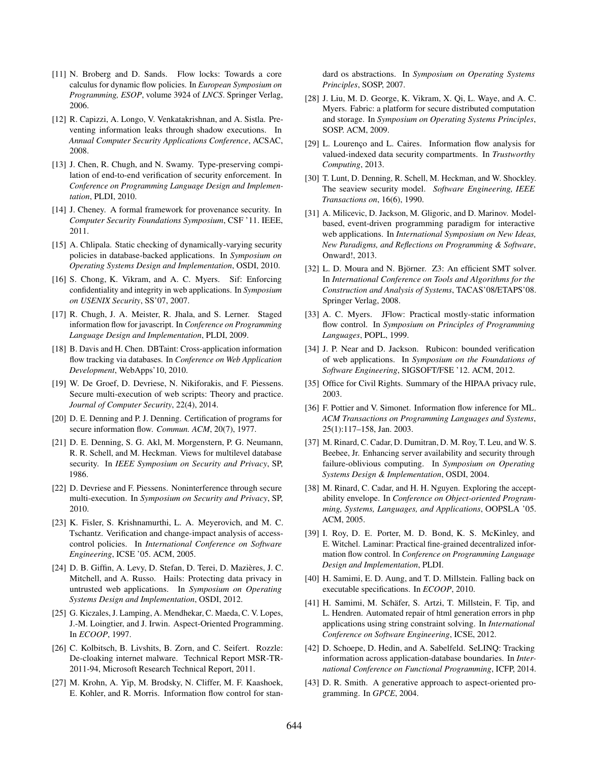[11] N. Broberg and D. Sands. Flow locks: Towards a core calculus for dynamic flow policies. In *European Symposium on Programming, ESOP*, volume 3924 of *LNCS*. Springer Verlag, 2006.

[12] R. Capizzi, A. Longo, V. Venkatakrishnan, and A. Sistla. Preventing information leaks through shadow executions. In *Annual Computer Security Applications Conference*, ACSAC, 2008.

[13] J. Chen, R. Chugh, and N. Swamy. Type-preserving compilation of end-to-end verification of security enforcement. In *Conference on Programming Language Design and Implementation*, PLDI, 2010.

[14] J. Cheney. A formal framework for provenance security. In *Computer Security Foundations Symposium*, CSF '11. IEEE, 2011.

[15] A. Chlipala. Static checking of dynamically-varying security policies in database-backed applications. In *Symposium on Operating Systems Design and Implementation*, OSDI, 2010.

[16] S. Chong, K. Vikram, and A. C. Myers. Sif: Enforcing confidentiality and integrity in web applications. In *Symposium on USENIX Security*, SS'07, 2007.

[17] R. Chugh, J. A. Meister, R. Jhala, and S. Lerner. Staged information flow for javascript. In *Conference on Programming Language Design and Implementation*, PLDI, 2009.

[18] B. Davis and H. Chen. DBTaint: Cross-application information flow tracking via databases. In *Conference on Web Application Development*, WebApps'10, 2010.

[19] W. De Groef, D. Devriese, N. Nikiforakis, and F. Piessens. Secure multi-execution of web scripts: Theory and practice. *Journal of Computer Security*, 22(4), 2014.

[20] D. E. Denning and P. J. Denning. Certification of programs for secure information flow. *Commun. ACM*, 20(7), 1977.

[21] D. E. Denning, S. G. Akl, M. Morgenstern, P. G. Neumann, R. R. Schell, and M. Heckman. Views for multilevel database security. In *IEEE Symposium on Security and Privacy*, SP, 1986.

[22] D. Devriese and F. Piessens. Noninterference through secure multi-execution. In *Symposium on Security and Privacy*, SP, 2010.

[23] K. Fisler, S. Krishnamurthi, L. A. Meyerovich, and M. C. Tschantz. Verification and change-impact analysis of access-control policies. In *International Conference on Software Engineering*, ICSE '05. ACM, 2005.

[24] D. B. Giffin, A. Levy, D. Stefan, D. Terei, D. Mazières, J. C. Mitchell, and A. Russo. Hails: Protecting data privacy in untrusted web applications. In *Symposium on Operating Systems Design and Implementation*, OSDI, 2012.

[25] G. Kiczales, J. Lamping, A. Mendhekar, C. Maeda, C. V. Lopes, J.-M. Loingtier, and J. Irwin. Aspect-Oriented Programming. In *ECOOP*, 1997.

[26] C. Kolbitsch, B. Livshits, B. Zorn, and C. Seifert. Rozzle: De-cloaking internet malware. Technical Report MSR-TR-2011-94, Microsoft Research Technical Report, 2011.

[27] M. Krohn, A. Yip, M. Brodsky, N. Cliffer, M. F. Kaashoek, E. Kohler, and R. Morris. Information flow control for standard os abstractions. In *Symposium on Operating Systems Principles*, SOSP, 2007.

[28] J. Liu, M. D. George, K. Vikram, X. Qi, L. Waye, and A. C. Myers. Fabric: a platform for secure distributed computation and storage. In *Symposium on Operating Systems Principles*, SOSP. ACM, 2009.

[29] L. Lourenço and L. Caires. Information flow analysis for valued-indexed data security compartments. In *Trustworthy Computing*, 2013.

[30] T. Lunt, D. Denning, R. Schell, M. Heckman, and W. Shockley. The seaview security model. *Software Engineering, IEEE Transactions on*, 16(6), 1990.

[31] A. Milicevic, D. Jackson, M. Gligoric, and D. Marinov. Model-based, event-driven programming paradigm for interactive web applications. In *International Symposium on New Ideas, New Paradigms, and Reflections on Programming & Software*, Onward!, 2013.

[32] L. D. Moura and N. Björner. Z3: An efficient SMT solver. In *International Conference on Tools and Algorithms for the Construction and Analysis of Systems*, TACAS'08/ETAPS'08. Springer Verlag, 2008.

[33] A. C. Myers. JFlow: Practical mostly-static information flow control. In *Symposium on Principles of Programming Languages*, POPL, 1999.

[34] J. P. Near and D. Jackson. Rubicon: bounded verification of web applications. In *Symposium on the Foundations of Software Engineering*, SIGSOFT/FSE '12. ACM, 2012.

[35] Office for Civil Rights. Summary of the HIPAA privacy rule, 2003.

[36] F. Pottier and V. Simonet. Information flow inference for ML. *ACM Transactions on Programming Languages and Systems*, 25(1):117–158, Jan. 2003.

[37] M. Rinard, C. Cadar, D. Dumitran, D. M. Roy, T. Leu, and W. S. Beebee, Jr. Enhancing server availability and security through failure-oblivious computing. In *Symposium on Operating Systems Design & Implementation*, OSDI, 2004.

[38] M. Rinard, C. Cadar, and H. H. Nguyen. Exploring the acceptability envelope. In *Conference on Object-oriented Programming, Systems, Languages, and Applications*, OOPSLA '05. ACM, 2005.

[39] I. Roy, D. E. Porter, M. D. Bond, K. S. McKinley, and E. Witchel. Laminar: Practical fine-grained decentralized information flow control. In *Conference on Programming Language Design and Implementation*, PLDI.

[40] H. Samimi, E. D. Aung, and T. D. Millstein. Falling back on executable specifications. In *ECOOP*, 2010.

[41] H. Samimi, M. Schäfer, S. Artzi, T. Millstein, F. Tip, and L. Hendren. Automated repair of html generation errors in php applications using string constraint solving. In *International Conference on Software Engineering*, ICSE, 2012.

[42] D. Schoepe, D. Hedin, and A. Sabelfeld. SeLINQ: Tracking information across application-database boundaries. In *International Conference on Functional Programming*, ICFP, 2014.

[43] D. R. Smith. A generative approach to aspect-oriented programming. In *GPCE*, 2004.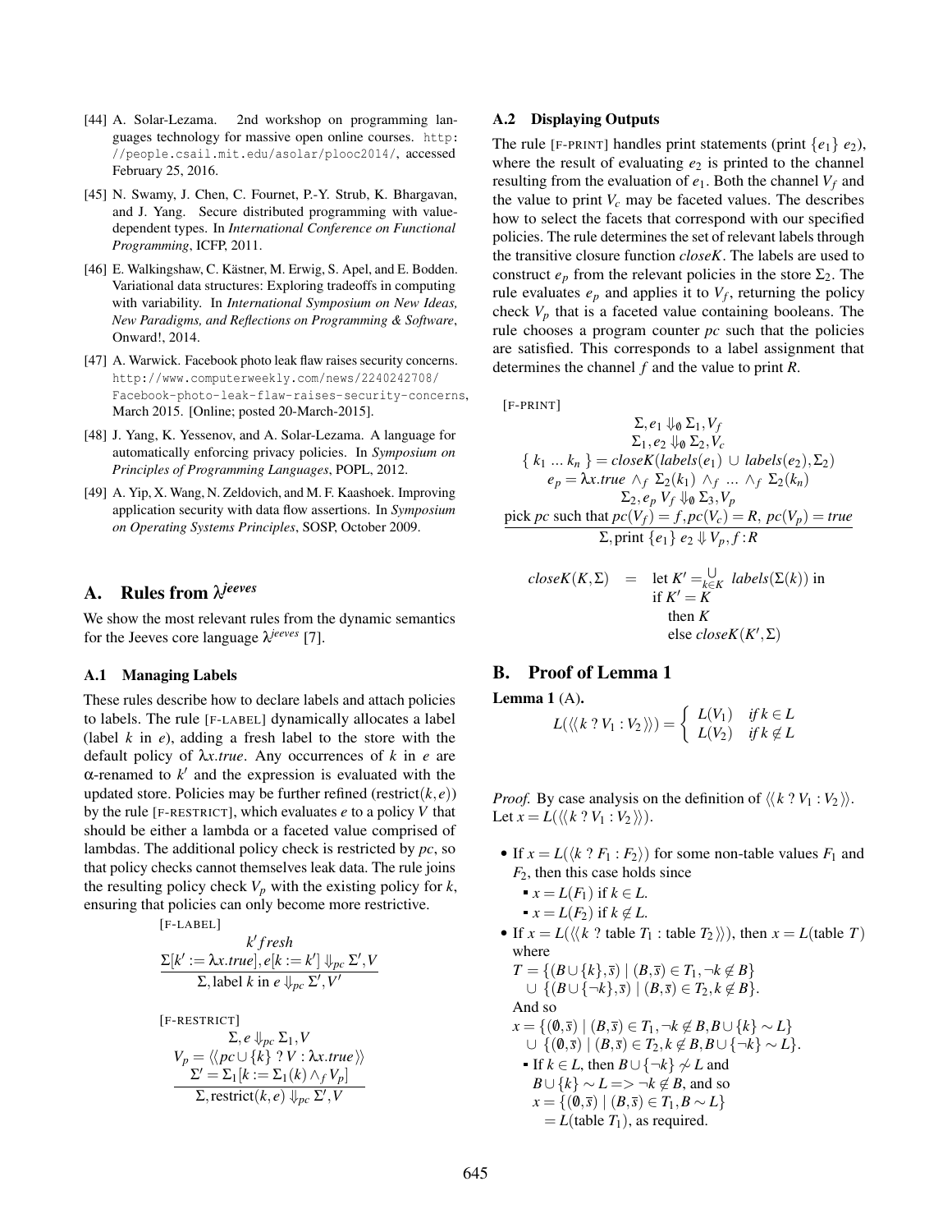[44] A. Solar-Lezama. 2nd workshop on programming languages technology for massive open online courses. http://people.csail.mit.edu/asolar/plooc2014/, accessed February 25, 2016.

[45] N. Swamy, J. Chen, C. Fournet, P.-Y. Strub, K. Bhargavan, and J. Yang. Secure distributed programming with value-dependent types. In *International Conference on Functional Programming*, ICFP, 2011.

[46] E. Walkingshaw, C. Kästner, M. Erwig, S. Apel, and E. Bodden. Variational data structures: Exploring tradeoffs in computing with variability. In *International Symposium on New Ideas, New Paradigms, and Reflections on Programming & Software*, Onward!, 2014.

[47] A. Warwick. Facebook photo leak flaw raises security concerns. http://www.computerweekly.com/news/2240242708/Facebook-photo-leak-flaw-raises-security-concerns, March 2015. [Online; posted 20-March-2015].

[48] J. Yang, K. Yessenov, and A. Solar-Lezama. A language for automatically enforcing privacy policies. In *Symposium on Principles of Programming Languages*, POPL, 2012.

[49] A. Yip, X. Wang, N. Zeldovich, and M. F. Kaashoek. Improving application security with data flow assertions. In *Symposium on Operating Systems Principles*, SOSP, October 2009.

## A. Rules from $\lambda^{jeeves}$

We show the most relevant rules from the dynamic semantics for the Jeeves core language $\lambda^{jeeves}$ [7].

### A.1 Managing Labels

These rules describe how to declare labels and attach policies to labels. The rule [F-LABEL] dynamically allocates a label (label $k$ in $e$), adding a fresh label to the store with the default policy of $\lambda x.true$. Any occurrences of $k$ in $e$ are $\alpha$-renamed to $k'$ and the expression is evaluated with the updated store. Policies may be further refined (restrict$(k,e)$) by the rule [F-RESTRICT], which evaluates $e$ to a policy $V$ that should be either a lambda or a faceted value comprised of lambdas. The additional policy check is restricted by $pc$, so that policy checks cannot themselves leak data. The rule joins the resulting policy check $V_p$ with the existing policy for $k$, ensuring that policies can only become more restrictive.

[F-LABEL]

$$\frac{k' \textit{fresh} \qquad \Sigma[k' := \lambda x.true], e[k := k'] \Downarrow_{pc} \Sigma', V}{\Sigma, \text{label } k \text{ in } e \Downarrow_{pc} \Sigma', V'}$$

[F-RESTRICT]

$$\frac{\begin{array}{c}\Sigma, e \Downarrow_{pc} \Sigma_1, V \\ V_p = \langle\langle pc \cup \{k\} \; ? \; V : \lambda x.true \rangle\rangle \\ \Sigma' = \Sigma_1[k := \Sigma_1(k) \wedge_f V_p]\end{array}}{\Sigma, \text{restrict}(k,e) \Downarrow_{pc} \Sigma', V}$$

### A.2 Displaying Outputs

The rule [F-PRINT] handles print statements (print $\{e_1\}$ $e_2$), where the result of evaluating $e_2$ is printed to the channel resulting from the evaluation of $e_1$. Both the channel $V_f$ and the value to print $V_c$ may be faceted values. The describes how to select the facets that correspond with our specified policies. The rule determines the set of relevant labels through the transitive closure function *closeK*. The labels are used to construct $e_p$ from the relevant policies in the store $\Sigma_2$. The rule evaluates $e_p$ and applies it to $V_f$, returning the policy check $V_p$ that is a faceted value containing booleans. The rule chooses a program counter $pc$ such that the policies are satisfied. This corresponds to a label assignment that determines the channel $f$ and the value to print $R$.

[F-PRINT]

$$\frac{\begin{array}{c}\Sigma, e_1 \Downarrow_{\emptyset} \Sigma_1, V_f \\ \Sigma_1, e_2 \Downarrow_{\emptyset} \Sigma_2, V_c \\ \{\, k_1 \,...\, k_n \,\} = closeK(labels(e_1) \cup labels(e_2), \Sigma_2) \\ e_p = \lambda x.true \wedge_f \Sigma_2(k_1) \wedge_f \ldots \wedge_f \Sigma_2(k_n) \\ \Sigma_2, e_p \; V_f \Downarrow_{\emptyset} \Sigma_3, V_p \\ \text{pick } pc \text{ such that } pc(V_f) = f, pc(V_c) = R, \; pc(V_p) = true\end{array}}{\Sigma, \text{print } \{e_1\} \; e_2 \Downarrow V_p, f : R}$$

$$closeK(K, \Sigma) \quad = \quad \begin{array}{l}\text{let } K' = \bigcup_{k \in K} labels(\Sigma(k)) \text{ in} \\ \text{if } K' = K \\ \quad \text{then } K \\ \quad \text{else } closeK(K', \Sigma)\end{array}$$

## B. Proof of Lemma 1

**Lemma 1** (A).

$$L(\langle\langle k \; ? \; V_1 : V_2 \rangle\rangle) = \begin{cases} L(V_1) & \textit{if } k \in L \\ L(V_2) & \textit{if } k \notin L \end{cases}$$

*Proof.* By case analysis on the definition of $\langle\langle k \; ? \; V_1 : V_2 \rangle\rangle$. Let $x = L(\langle\langle k \; ? \; V_1 : V_2 \rangle\rangle)$.

- If $x = L(\langle k \; ? \; F_1 : F_2 \rangle)$ for some non-table values $F_1$ and $F_2$, then this case holds since
  - $x = L(F_1)$ if $k \in L$.
  - $x = L(F_2)$ if $k \notin L$.
- If $x = L(\langle\langle k \; ? \text{ table } T_1 : \text{table } T_2 \rangle\rangle)$, then $x = L(\text{table } T)$ where
  $T = \{(B \cup \{k\}, \overline{s}) \mid (B, \overline{s}) \in T_1, \neg k \notin B\}$
  $\quad \cup \; \{(B \cup \{\neg k\}, \overline{s}) \mid (B, \overline{s}) \in T_2, k \notin B\}$.
  And so
  $x = \{(\emptyset, \overline{s}) \mid (B, \overline{s}) \in T_1, \neg k \notin B, B \cup \{k\} \sim L\}$
  $\quad \cup \; \{(\emptyset, \overline{s}) \mid (B, \overline{s}) \in T_2, k \notin B, B \cup \{\neg k\} \sim L\}$.
  - If $k \in L$, then $B \cup \{\neg k\} \not\sim L$ and $B \cup \{k\} \sim L => \neg k \notin B$, and so
    $x = \{(\emptyset, \overline{s}) \mid (B, \overline{s}) \in T_1, B \sim L\}$
    $\quad = L(\text{table } T_1)$, as required.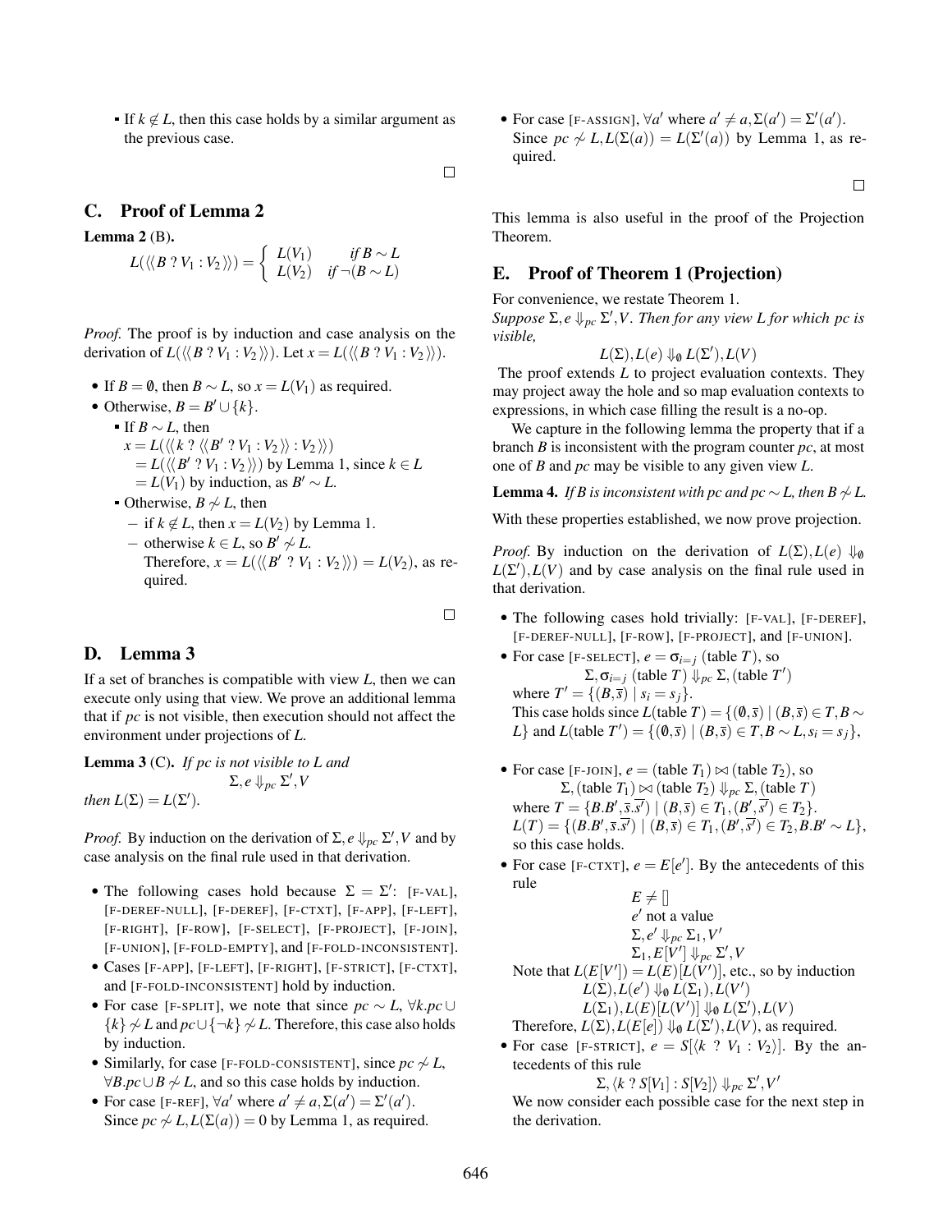- If $k \notin L$, then this case holds by a similar argument as the previous case.

$\square$

## C. Proof of Lemma 2

**Lemma 2** (B)**.**

$$L(\langle\langle B \; ? \; V_1 : V_2 \rangle\rangle) = \begin{cases} L(V_1) & \text{if } B \sim L \\ L(V_2) & \text{if } \neg(B \sim L) \end{cases}$$

*Proof.* The proof is by induction and case analysis on the derivation of $L(\langle\langle B \; ? \; V_1 : V_2 \rangle\rangle)$. Let $x = L(\langle\langle B \; ? \; V_1 : V_2 \rangle\rangle)$.

- If $B = \emptyset$, then $B \sim L$, so $x = L(V_1)$ as required.
- Otherwise, $B = B' \cup \{k\}$.
  - If $B \sim L$, then
    $x = L(\langle\langle k \; ? \; \langle\langle B' \; ? \; V_1 : V_2 \rangle\rangle : V_2 \rangle\rangle)$
    $= L(\langle\langle B' \; ? \; V_1 : V_2 \rangle\rangle)$ by Lemma 1, since $k \in L$
    $= L(V_1)$ by induction, as $B' \sim L$.
  - Otherwise, $B \not\sim L$, then
    - if $k \notin L$, then $x = L(V_2)$ by Lemma 1.
    - otherwise $k \in L$, so $B' \not\sim L$.
      Therefore, $x = L(\langle\langle B' \; ? \; V_1 : V_2 \rangle\rangle) = L(V_2)$, as required.

$\square$

## D. Lemma 3

If a set of branches is compatible with view $L$, then we can execute only using that view. We prove an additional lemma that if $pc$ is not visible, then execution should not affect the environment under projections of $L$.

**Lemma 3** (C)**.** *If $pc$ is not visible to $L$ and*

$$\Sigma, e \Downarrow_{pc} \Sigma', V$$

*then $L(\Sigma) = L(\Sigma')$.*

*Proof.* By induction on the derivation of $\Sigma, e \Downarrow_{pc} \Sigma', V$ and by case analysis on the final rule used in that derivation.

- The following cases hold because $\Sigma = \Sigma'$: [F-VAL], [F-DEREF-NULL], [F-DEREF], [F-CTXT], [F-APP], [F-LEFT], [F-RIGHT], [F-ROW], [F-SELECT], [F-PROJECT], [F-JOIN], [F-UNION], [F-FOLD-EMPTY], and [F-FOLD-INCONSISTENT].
- Cases [F-APP], [F-LEFT], [F-RIGHT], [F-STRICT], [F-CTXT], and [F-FOLD-INCONSISTENT] hold by induction.
- For case [F-SPLIT], we note that since $pc \sim L$, $\forall k . pc \cup \{k\} \not\sim L$ and $pc \cup \{\neg k\} \not\sim L$. Therefore, this case also holds by induction.
- Similarly, for case [F-FOLD-CONSISTENT], since $pc \not\sim L$, $\forall B . pc \cup B \not\sim L$, and so this case holds by induction.
- For case [F-REF], $\forall a'$ where $a' \neq a, \Sigma(a') = \Sigma'(a')$. Since $pc \not\sim L, L(\Sigma(a)) = 0$ by Lemma 1, as required.
- For case [F-ASSIGN], $\forall a'$ where $a' \neq a, \Sigma(a') = \Sigma'(a')$. Since $pc \not\sim L, L(\Sigma(a)) = L(\Sigma'(a))$ by Lemma 1, as required.

$\square$

This lemma is also useful in the proof of the Projection Theorem.

## E. Proof of Theorem 1 (Projection)

For convenience, we restate Theorem 1.

*Suppose $\Sigma, e \Downarrow_{pc} \Sigma', V$. Then for any view $L$ for which $pc$ is visible,*

$$L(\Sigma), L(e) \Downarrow_{\emptyset} L(\Sigma'), L(V)$$

The proof extends $L$ to project evaluation contexts. They may project away the hole and so map evaluation contexts to expressions, in which case filling the result is a no-op.

We capture in the following lemma the property that if a branch $B$ is inconsistent with the program counter $pc$, at most one of $B$ and $pc$ may be visible to any given view $L$.

**Lemma 4.** *If $B$ is inconsistent with $pc$ and $pc \sim L$, then $B \not\sim L$.*

With these properties established, we now prove projection.

*Proof.* By induction on the derivation of $L(\Sigma), L(e) \Downarrow_{\emptyset} L(\Sigma'), L(V)$ and by case analysis on the final rule used in that derivation.

- The following cases hold trivially: [F-VAL], [F-DEREF], [F-DEREF-NULL], [F-ROW], [F-PROJECT], and [F-UNION].
- For case [F-SELECT], $e = \sigma_{i=j}$ (table $T$), so
  $$\Sigma, \sigma_{i=j} \text{ (table } T) \Downarrow_{pc} \Sigma, \text{(table } T')$$
  where $T' = \{(B, \overline{s}) \mid s_i = s_j\}$.
  This case holds since $L(\text{table } T) = \{(\emptyset, \overline{s}) \mid (B, \overline{s}) \in T, B \sim L\}$ and $L(\text{table } T') = \{(\emptyset, \overline{s}) \mid (B, \overline{s}) \in T, B \sim L, s_i = s_j\}$,
- For case [F-JOIN], $e = (\text{table } T_1) \bowtie (\text{table } T_2)$, so
  $$\Sigma, (\text{table } T_1) \bowtie (\text{table } T_2) \Downarrow_{pc} \Sigma, (\text{table } T)$$
  where $T = \{B.B', \overline{s}.\overline{s'}) \mid (B, \overline{s}) \in T_1, (B', \overline{s'}) \in T_2\}$.
  $L(T) = \{(B.B', \overline{s}.\overline{s'}) \mid (B, \overline{s}) \in T_1, (B', \overline{s'}) \in T_2, B.B' \sim L\}$, so this case holds.
- For case [F-CTXT], $e = E[e']$. By the antecedents of this rule
  $$E \neq []$$
  $$e' \text{ not a value}$$
  $$\Sigma, e' \Downarrow_{pc} \Sigma_1, V'$$
  $$\Sigma_1, E[V'] \Downarrow_{pc} \Sigma', V$$
  Note that $L(E[V']) = L(E)[L(V')]$, etc., so by induction
  $$L(\Sigma), L(e') \Downarrow_{\emptyset} L(\Sigma_1), L(V')$$
  $$L(\Sigma_1), L(E)[L(V')] \Downarrow_{\emptyset} L(\Sigma'), L(V)$$
  Therefore, $L(\Sigma), L(E[e]) \Downarrow_{\emptyset} L(\Sigma'), L(V)$, as required.
- For case [F-STRICT], $e = S[\langle k \; ? \; V_1 : V_2 \rangle]$. By the antecedents of this rule
  $$\Sigma, \langle k \; ? \; S[V_1] : S[V_2] \rangle \Downarrow_{pc} \Sigma', V'$$
  We now consider each possible case for the next step in the derivation.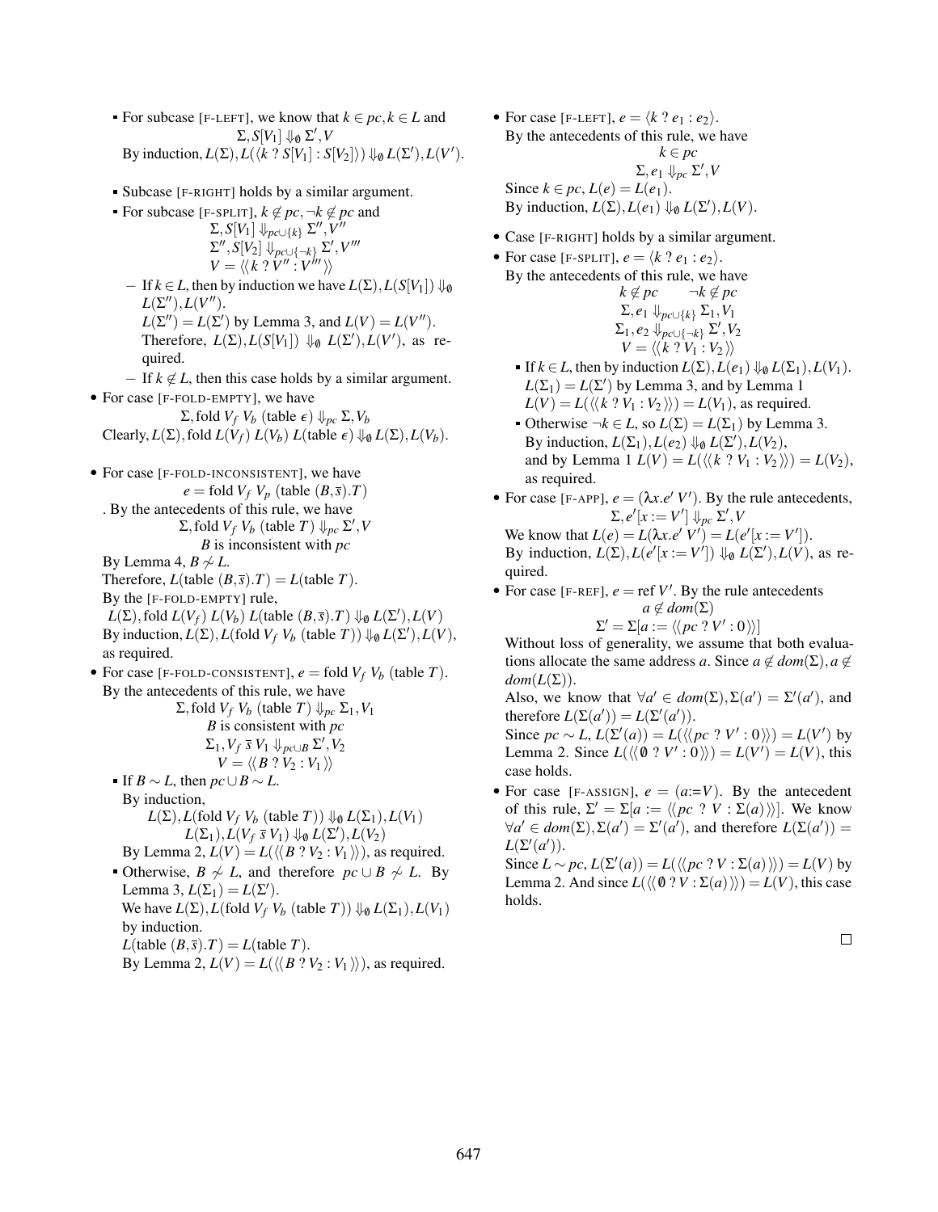- For subcase [F-LEFT], we know that $k \in pc, k \in L$ and
$$\Sigma, S[V_1] \Downarrow_{\emptyset} \Sigma', V$$
By induction, $L(\Sigma), L(\langle k \mathbin{?} S[V_1] : S[V_2] \rangle) \Downarrow_{\emptyset} L(\Sigma'), L(V')$.

- Subcase [F-RIGHT] holds by a similar argument.
- For subcase [F-SPLIT], $k \notin pc, \neg k \notin pc$ and
$$\Sigma, S[V_1] \Downarrow_{pc \cup \{k\}} \Sigma'', V''$$
$$\Sigma'', S[V_2] \Downarrow_{pc \cup \{\neg k\}} \Sigma', V'''$$
$$V = \langle\langle k \mathbin{?} V'' : V''' \rangle\rangle$$
  - If $k \in L$, then by induction we have $L(\Sigma), L(S[V_1]) \Downarrow_{\emptyset} L(\Sigma''), L(V'')$.
$L(\Sigma'') = L(\Sigma')$ by Lemma 3, and $L(V) = L(V'')$.
Therefore, $L(\Sigma), L(S[V_1]) \Downarrow_{\emptyset} L(\Sigma'), L(V')$, as required.
  - If $k \notin L$, then this case holds by a similar argument.

- For case [F-FOLD-EMPTY], we have
$$\Sigma, \text{fold } V_f \; V_b \; (\text{table } \epsilon) \Downarrow_{pc} \Sigma, V_b$$
Clearly, $L(\Sigma), \text{fold } L(V_f) \; L(V_b) \; L(\text{table } \epsilon) \Downarrow_{\emptyset} L(\Sigma), L(V_b)$.

- For case [F-FOLD-INCONSISTENT], we have
$$e = \text{fold } V_f \; V_p \; (\text{table } (B, \overline{s}).T)$$
. By the antecedents of this rule, we have
$$\Sigma, \text{fold } V_f \; V_b \; (\text{table } T) \Downarrow_{pc} \Sigma', V$$
$$B \text{ is inconsistent with } pc$$
By Lemma 4, $B \not\sim L$.
Therefore, $L(\text{table } (B, \overline{s}).T) = L(\text{table } T)$.
By the [F-FOLD-EMPTY] rule,
$L(\Sigma), \text{fold } L(V_f) \; L(V_b) \; L(\text{table } (B, \overline{s}).T) \Downarrow_{\emptyset} L(\Sigma'), L(V)$
By induction, $L(\Sigma), L(\text{fold } V_f \; V_b \; (\text{table } T)) \Downarrow_{\emptyset} L(\Sigma'), L(V)$, as required.

- For case [F-FOLD-CONSISTENT], $e = \text{fold } V_f \; V_b \; (\text{table } T)$.
By the antecedents of this rule, we have
$$\Sigma, \text{fold } V_f \; V_b \; (\text{table } T) \Downarrow_{pc} \Sigma_1, V_1$$
$$B \text{ is consistent with } pc$$
$$\Sigma_1, V_f \; \overline{s} \; V_1 \Downarrow_{pc \cup B} \Sigma', V_2$$
$$V = \langle\langle B \mathbin{?} V_2 : V_1 \rangle\rangle$$
  - If $B \sim L$, then $pc \cup B \sim L$.
By induction,
$$L(\Sigma), L(\text{fold } V_f \; V_b \; (\text{table } T)) \Downarrow_{\emptyset} L(\Sigma_1), L(V_1)$$
$$L(\Sigma_1), L(V_f \; \overline{s} \; V_1) \Downarrow_{\emptyset} L(\Sigma'), L(V_2)$$
By Lemma 2, $L(V) = L(\langle\langle B \mathbin{?} V_2 : V_1 \rangle\rangle)$, as required.
  - Otherwise, $B \not\sim L$, and therefore $pc \cup B \not\sim L$. By Lemma 3, $L(\Sigma_1) = L(\Sigma')$.
We have $L(\Sigma), L(\text{fold } V_f \; V_b \; (\text{table } T)) \Downarrow_{\emptyset} L(\Sigma_1), L(V_1)$ by induction.
$L(\text{table } (B, \overline{s}).T) = L(\text{table } T)$.
By Lemma 2, $L(V) = L(\langle\langle B \mathbin{?} V_2 : V_1 \rangle\rangle)$, as required.

- For case [F-LEFT], $e = \langle k \mathbin{?} e_1 : e_2 \rangle$.
By the antecedents of this rule, we have
$$k \in pc$$
$$\Sigma, e_1 \Downarrow_{pc} \Sigma', V$$
Since $k \in pc$, $L(e) = L(e_1)$.
By induction, $L(\Sigma), L(e_1) \Downarrow_{\emptyset} L(\Sigma'), L(V)$.

- Case [F-RIGHT] holds by a similar argument.
- For case [F-SPLIT], $e = \langle k \mathbin{?} e_1 : e_2 \rangle$.
By the antecedents of this rule, we have
$$k \notin pc \qquad \neg k \notin pc$$
$$\Sigma, e_1 \Downarrow_{pc \cup \{k\}} \Sigma_1, V_1$$
$$\Sigma_1, e_2 \Downarrow_{pc \cup \{\neg k\}} \Sigma', V_2$$
$$V = \langle\langle k \mathbin{?} V_1 : V_2 \rangle\rangle$$
  - If $k \in L$, then by induction $L(\Sigma), L(e_1) \Downarrow_{\emptyset} L(\Sigma_1), L(V_1)$.
$L(\Sigma_1) = L(\Sigma')$ by Lemma 3, and by Lemma 1 $L(V) = L(\langle\langle k \mathbin{?} V_1 : V_2 \rangle\rangle) = L(V_1)$, as required.
  - Otherwise $\neg k \in L$, so $L(\Sigma) = L(\Sigma_1)$ by Lemma 3.
By induction, $L(\Sigma_1), L(e_2) \Downarrow_{\emptyset} L(\Sigma'), L(V_2)$, and by Lemma 1 $L(V) = L(\langle\langle k \mathbin{?} V_1 : V_2 \rangle\rangle) = L(V_2)$, as required.

- For case [F-APP], $e = (\lambda x.e' \; V')$. By the rule antecedents,
$$\Sigma, e'[x := V'] \Downarrow_{pc} \Sigma', V$$
We know that $L(e) = L(\lambda x.e' \; V') = L(e'[x := V'])$.
By induction, $L(\Sigma), L(e'[x := V']) \Downarrow_{\emptyset} L(\Sigma'), L(V)$, as required.

- For case [F-REF], $e = \text{ref } V'$. By the rule antecedents
$$a \notin dom(\Sigma)$$
$$\Sigma' = \Sigma[a := \langle\langle pc \mathbin{?} V' : 0 \rangle\rangle]$$
Without loss of generality, we assume that both evaluations allocate the same address $a$. Since $a \notin dom(\Sigma), a \notin dom(L(\Sigma))$.
Also, we know that $\forall a' \in dom(\Sigma), \Sigma(a') = \Sigma'(a')$, and therefore $L(\Sigma(a')) = L(\Sigma'(a'))$.
Since $pc \sim L$, $L(\Sigma'(a)) = L(\langle\langle pc \mathbin{?} V' : 0 \rangle\rangle) = L(V')$ by Lemma 2. Since $L(\langle\langle \emptyset \mathbin{?} V' : 0 \rangle\rangle) = L(V') = L(V)$, this case holds.

- For case [F-ASSIGN], $e = (a{:=}V)$. By the antecedent of this rule, $\Sigma' = \Sigma[a := \langle\langle pc \mathbin{?} V : \Sigma(a) \rangle\rangle]$. We know $\forall a' \in dom(\Sigma), \Sigma(a') = \Sigma'(a')$, and therefore $L(\Sigma(a')) = L(\Sigma'(a'))$.
Since $L \sim pc$, $L(\Sigma'(a)) = L(\langle\langle pc \mathbin{?} V : \Sigma(a) \rangle\rangle) = L(V)$ by Lemma 2. And since $L(\langle\langle \emptyset \mathbin{?} V : \Sigma(a) \rangle\rangle) = L(V)$, this case holds.

□